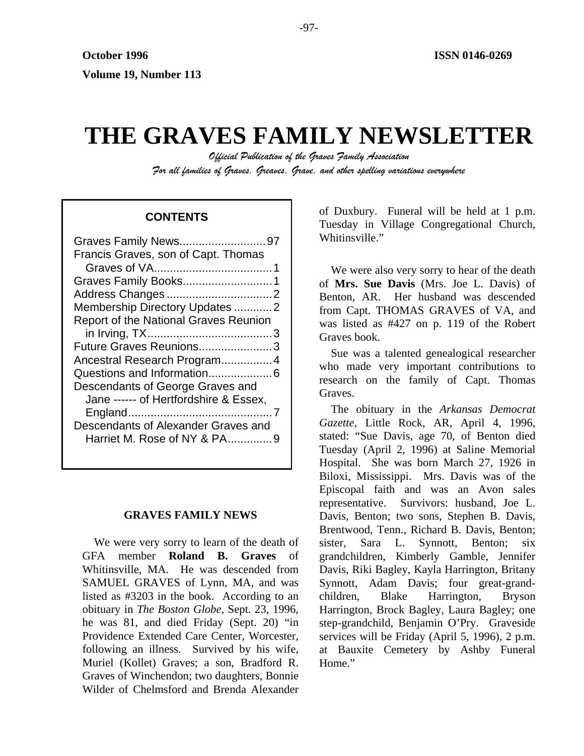October 1996 ISSN 0146-0269

Volume 19, Number 113

# THE GRAVES FAMILY NEWSLETTER

*Official Publication of the Graves Family Association*

*For all families of Graves, Greaves, Grave, and other spelling variations everywhere*

**CONTENTS**

Graves Family News ........................... 97
Francis Graves, son of Capt. Thomas Graves of VA ..................................... 1
Graves Family Books ............................ 1
Address Changes ................................. 2
Membership Directory Updates ............ 2
Report of the National Graves Reunion in Irving, TX ....................................... 3
Future Graves Reunions ....................... 3
Ancestral Research Program ................ 4
Questions and Information .................... 6
Descendants of George Graves and Jane ------ of Hertfordshire & Essex, England ............................................. 7
Descendants of Alexander Graves and Harriet M. Rose of NY & PA .............. 9

## GRAVES FAMILY NEWS

We were very sorry to learn of the death of GFA member **Roland B. Graves** of Whitinsville, MA. He was descended from SAMUEL GRAVES of Lynn, MA, and was listed as #3203 in the book. According to an obituary in *The Boston Globe*, Sept. 23, 1996, he was 81, and died Friday (Sept. 20) "in Providence Extended Care Center, Worcester, following an illness. Survived by his wife, Muriel (Kollet) Graves; a son, Bradford R. Graves of Winchendon; two daughters, Bonnie Wilder of Chelmsford and Brenda Alexander of Duxbury. Funeral will be held at 1 p.m. Tuesday in Village Congregational Church, Whitinsville."

We were also very sorry to hear of the death of **Mrs. Sue Davis** (Mrs. Joe L. Davis) of Benton, AR. Her husband was descended from Capt. THOMAS GRAVES of VA, and was listed as #427 on p. 119 of the Robert Graves book.

Sue was a talented genealogical researcher who made very important contributions to research on the family of Capt. Thomas Graves.

The obituary in the *Arkansas Democrat Gazette*, Little Rock, AR, April 4, 1996, stated: "Sue Davis, age 70, of Benton died Tuesday (April 2, 1996) at Saline Memorial Hospital. She was born March 27, 1926 in Biloxi, Mississippi. Mrs. Davis was of the Episcopal faith and was an Avon sales representative. Survivors: husband, Joe L. Davis, Benton; two sons, Stephen B. Davis, Brentwood, Tenn., Richard B. Davis, Benton; sister, Sara L. Synnott, Benton; six grandchildren, Kimberly Gamble, Jennifer Davis, Riki Bagley, Kayla Harrington, Britany Synnott, Adam Davis; four great-grand-children, Blake Harrington, Bryson Harrington, Brock Bagley, Laura Bagley; one step-grandchild, Benjamin O'Pry. Graveside services will be Friday (April 5, 1996), 2 p.m. at Bauxite Cemetery by Ashby Funeral Home."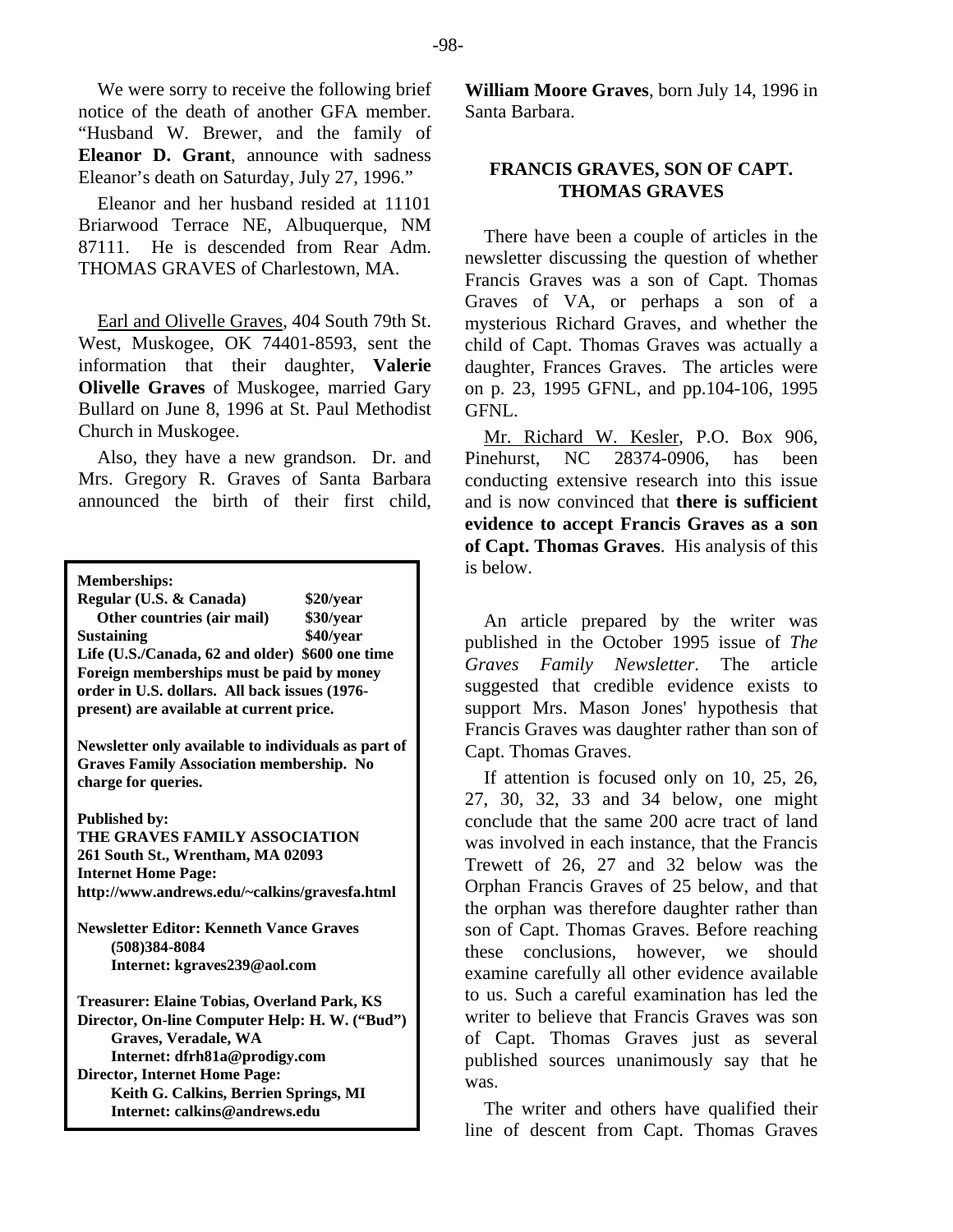We were sorry to receive the following brief notice of the death of another GFA member. "Husband W. Brewer, and the family of **Eleanor D. Grant**, announce with sadness Eleanor's death on Saturday, July 27, 1996."

Eleanor and her husband resided at 11101 Briarwood Terrace NE, Albuquerque, NM 87111. He is descended from Rear Adm. THOMAS GRAVES of Charlestown, MA.

Earl and Olivelle Graves, 404 South 79th St. West, Muskogee, OK 74401-8593, sent the information that their daughter, **Valerie Olivelle Graves** of Muskogee, married Gary Bullard on June 8, 1996 at St. Paul Methodist Church in Muskogee.

Also, they have a new grandson. Dr. and Mrs. Gregory R. Graves of Santa Barbara announced the birth of their first child, **William Moore Graves**, born July 14, 1996 in Santa Barbara.

**Memberships:**
**Regular (U.S. & Canada) $20/year**
**Other countries (air mail) $30/year**
**Sustaining $40/year**
**Life (U.S./Canada, 62 and older) $600 one time**
**Foreign memberships must be paid by money order in U.S. dollars. All back issues (1976-present) are available at current price.**

**Newsletter only available to individuals as part of Graves Family Association membership. No charge for queries.**

**Published by:**
**THE GRAVES FAMILY ASSOCIATION**
**261 South St., Wrentham, MA 02093**
**Internet Home Page:**
**http://www.andrews.edu/~calkins/gravesfa.html**

**Newsletter Editor: Kenneth Vance Graves**
**(508)384-8084**
**Internet: kgraves239@aol.com**

**Treasurer: Elaine Tobias, Overland Park, KS**
**Director, On-line Computer Help: H. W. ("Bud") Graves, Veradale, WA**
**Internet: dfrh81a@prodigy.com**
**Director, Internet Home Page:**
**Keith G. Calkins, Berrien Springs, MI**
**Internet: calkins@andrews.edu**

## FRANCIS GRAVES, SON OF CAPT. THOMAS GRAVES

There have been a couple of articles in the newsletter discussing the question of whether Francis Graves was a son of Capt. Thomas Graves of VA, or perhaps a son of a mysterious Richard Graves, and whether the child of Capt. Thomas Graves was actually a daughter, Frances Graves. The articles were on p. 23, 1995 GFNL, and pp.104-106, 1995 GFNL.

Mr. Richard W. Kesler, P.O. Box 906, Pinehurst, NC 28374-0906, has been conducting extensive research into this issue and is now convinced that **there is sufficient evidence to accept Francis Graves as a son of Capt. Thomas Graves**. His analysis of this is below.

An article prepared by the writer was published in the October 1995 issue of *The Graves Family Newsletter*. The article suggested that credible evidence exists to support Mrs. Mason Jones' hypothesis that Francis Graves was daughter rather than son of Capt. Thomas Graves.

If attention is focused only on 10, 25, 26, 27, 30, 32, 33 and 34 below, one might conclude that the same 200 acre tract of land was involved in each instance, that the Francis Trewett of 26, 27 and 32 below was the Orphan Francis Graves of 25 below, and that the orphan was therefore daughter rather than son of Capt. Thomas Graves. Before reaching these conclusions, however, we should examine carefully all other evidence available to us. Such a careful examination has led the writer to believe that Francis Graves was son of Capt. Thomas Graves just as several published sources unanimously say that he was.

The writer and others have qualified their line of descent from Capt. Thomas Graves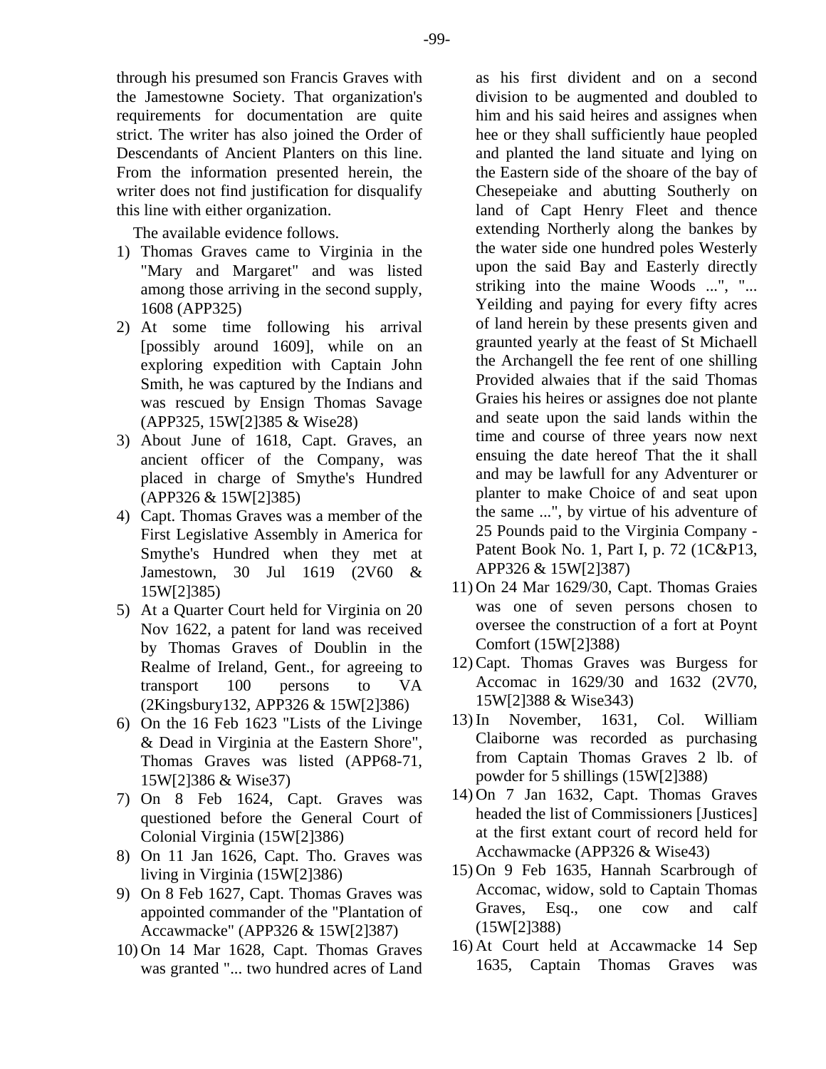through his presumed son Francis Graves with the Jamestowne Society. That organization's requirements for documentation are quite strict. The writer has also joined the Order of Descendants of Ancient Planters on this line. From the information presented herein, the writer does not find justification for disqualify this line with either organization.

The available evidence follows.

1) Thomas Graves came to Virginia in the "Mary and Margaret" and was listed among those arriving in the second supply, 1608 (APP325)
2) At some time following his arrival [possibly around 1609], while on an exploring expedition with Captain John Smith, he was captured by the Indians and was rescued by Ensign Thomas Savage (APP325, 15W[2]385 & Wise28)
3) About June of 1618, Capt. Graves, an ancient officer of the Company, was placed in charge of Smythe's Hundred (APP326 & 15W[2]385)
4) Capt. Thomas Graves was a member of the First Legislative Assembly in America for Smythe's Hundred when they met at Jamestown, 30 Jul 1619 (2V60 & 15W[2]385)
5) At a Quarter Court held for Virginia on 20 Nov 1622, a patent for land was received by Thomas Graves of Doublin in the Realme of Ireland, Gent., for agreeing to transport 100 persons to VA (2Kingsbury132, APP326 & 15W[2]386)
6) On the 16 Feb 1623 "Lists of the Livinge & Dead in Virginia at the Eastern Shore", Thomas Graves was listed (APP68-71, 15W[2]386 & Wise37)
7) On 8 Feb 1624, Capt. Graves was questioned before the General Court of Colonial Virginia (15W[2]386)
8) On 11 Jan 1626, Capt. Tho. Graves was living in Virginia (15W[2]386)
9) On 8 Feb 1627, Capt. Thomas Graves was appointed commander of the "Plantation of Accawmacke" (APP326 & 15W[2]387)
10) On 14 Mar 1628, Capt. Thomas Graves was granted "... two hundred acres of Land as his first divident and on a second division to be augmented and doubled to him and his said heires and assignes when hee or they shall sufficiently haue peopled and planted the land situate and lying on the Eastern side of the shoare of the bay of Chesepeiake and abutting Southerly on land of Capt Henry Fleet and thence extending Northerly along the bankes by the water side one hundred poles Westerly upon the said Bay and Easterly directly striking into the maine Woods ...", "... Yeilding and paying for every fifty acres of land herein by these presents given and graunted yearly at the feast of St Michaell the Archangell the fee rent of one shilling Provided alwaies that if the said Thomas Graies his heires or assignes doe not plante and seate upon the said lands within the time and course of three years now next ensuing the date hereof That the it shall and may be lawfull for any Adventurer or planter to make Choice of and seat upon the same ...", by virtue of his adventure of 25 Pounds paid to the Virginia Company - Patent Book No. 1, Part I, p. 72 (1C&P13, APP326 & 15W[2]387)
11) On 24 Mar 1629/30, Capt. Thomas Graies was one of seven persons chosen to oversee the construction of a fort at Poynt Comfort (15W[2]388)
12) Capt. Thomas Graves was Burgess for Accomac in 1629/30 and 1632 (2V70, 15W[2]388 & Wise343)
13) In November, 1631, Col. William Claiborne was recorded as purchasing from Captain Thomas Graves 2 lb. of powder for 5 shillings (15W[2]388)
14) On 7 Jan 1632, Capt. Thomas Graves headed the list of Commissioners [Justices] at the first extant court of record held for Acchawmacke (APP326 & Wise43)
15) On 9 Feb 1635, Hannah Scarbrough of Accomac, widow, sold to Captain Thomas Graves, Esq., one cow and calf (15W[2]388)
16) At Court held at Accawmacke 14 Sep 1635, Captain Thomas Graves was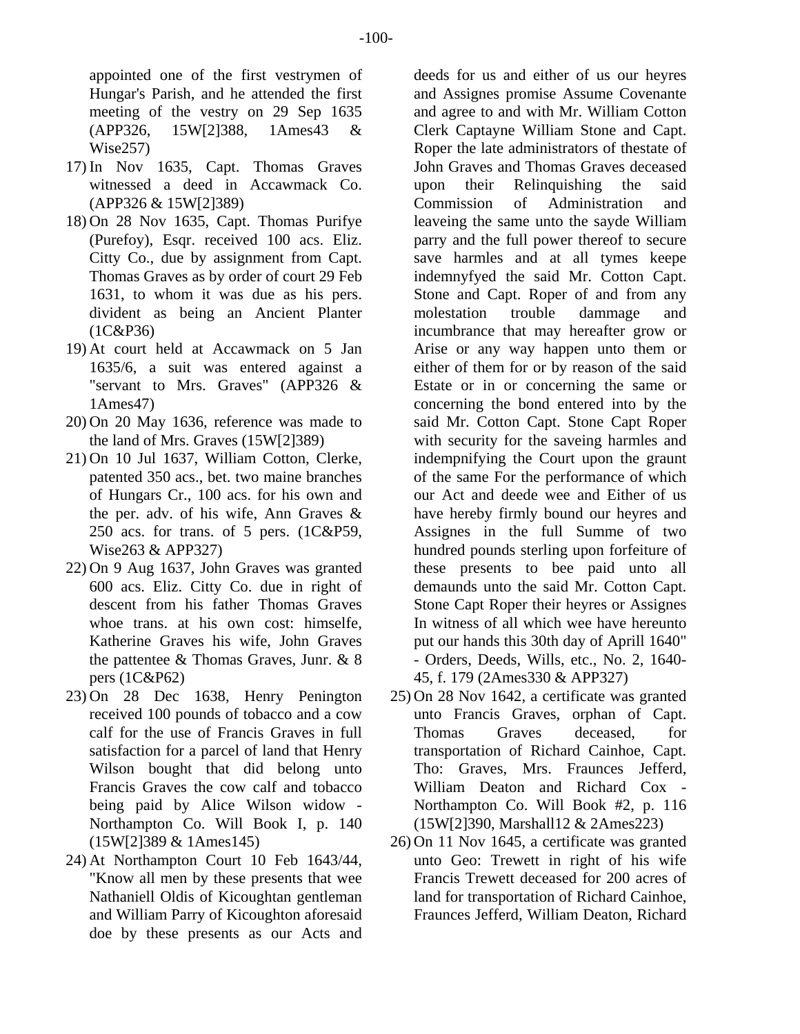appointed one of the first vestrymen of Hungar's Parish, and he attended the first meeting of the vestry on 29 Sep 1635 (APP326, 15W[2]388, 1Ames43 & Wise257)

17) In Nov 1635, Capt. Thomas Graves witnessed a deed in Accawmack Co. (APP326 & 15W[2]389)
18) On 28 Nov 1635, Capt. Thomas Purifye (Purefoy), Esqr. received 100 acs. Eliz. Citty Co., due by assignment from Capt. Thomas Graves as by order of court 29 Feb 1631, to whom it was due as his pers. divident as being an Ancient Planter (1C&P36)
19) At court held at Accawmack on 5 Jan 1635/6, a suit was entered against a "servant to Mrs. Graves" (APP326 & 1Ames47)
20) On 20 May 1636, reference was made to the land of Mrs. Graves (15W[2]389)
21) On 10 Jul 1637, William Cotton, Clerke, patented 350 acs., bet. two maine branches of Hungars Cr., 100 acs. for his own and the per. adv. of his wife, Ann Graves & 250 acs. for trans. of 5 pers. (1C&P59, Wise263 & APP327)
22) On 9 Aug 1637, John Graves was granted 600 acs. Eliz. Citty Co. due in right of descent from his father Thomas Graves whoe trans. at his own cost: himselfe, Katherine Graves his wife, John Graves the pattentee & Thomas Graves, Junr. & 8 pers (1C&P62)
23) On 28 Dec 1638, Henry Penington received 100 pounds of tobacco and a cow calf for the use of Francis Graves in full satisfaction for a parcel of land that Henry Wilson bought that did belong unto Francis Graves the cow calf and tobacco being paid by Alice Wilson widow - Northampton Co. Will Book I, p. 140 (15W[2]389 & 1Ames145)
24) At Northampton Court 10 Feb 1643/44, "Know all men by these presents that wee Nathaniell Oldis of Kicoughtan gentleman and William Parry of Kicoughton aforesaid doe by these presents as our Acts and deeds for us and either of us our heyres and Assignes promise Assume Covenante and agree to and with Mr. William Cotton Clerk Captayne William Stone and Capt. Roper the late administrators of thestate of John Graves and Thomas Graves deceased upon their Relinquishing the said Commission of Administration and leaveing the same unto the sayde William parry and the full power thereof to secure save harmles and at all tymes keepe indemnyfyed the said Mr. Cotton Capt. Stone and Capt. Roper of and from any molestation trouble dammage and incumbrance that may hereafter grow or Arise or any way happen unto them or either of them for or by reason of the said Estate or in or concerning the same or concerning the bond entered into by the said Mr. Cotton Capt. Stone Capt Roper with security for the saveing harmles and indempnifying the Court upon the graunt of the same For the performance of which our Act and deede wee and Either of us have hereby firmly bound our heyres and Assignes in the full Summe of two hundred pounds sterling upon forfeiture of these presents to bee paid unto all demaunds unto the said Mr. Cotton Capt. Stone Capt Roper their heyres or Assignes In witness of all which wee have hereunto put our hands this 30th day of Aprill 1640" - Orders, Deeds, Wills, etc., No. 2, 1640-45, f. 179 (2Ames330 & APP327)
25) On 28 Nov 1642, a certificate was granted unto Francis Graves, orphan of Capt. Thomas Graves deceased, for transportation of Richard Cainhoe, Capt. Tho: Graves, Mrs. Fraunces Jefferd, William Deaton and Richard Cox - Northampton Co. Will Book #2, p. 116 (15W[2]390, Marshall12 & 2Ames223)
26) On 11 Nov 1645, a certificate was granted unto Geo: Trewett in right of his wife Francis Trewett deceased for 200 acres of land for transportation of Richard Cainhoe, Fraunces Jefferd, William Deaton, Richard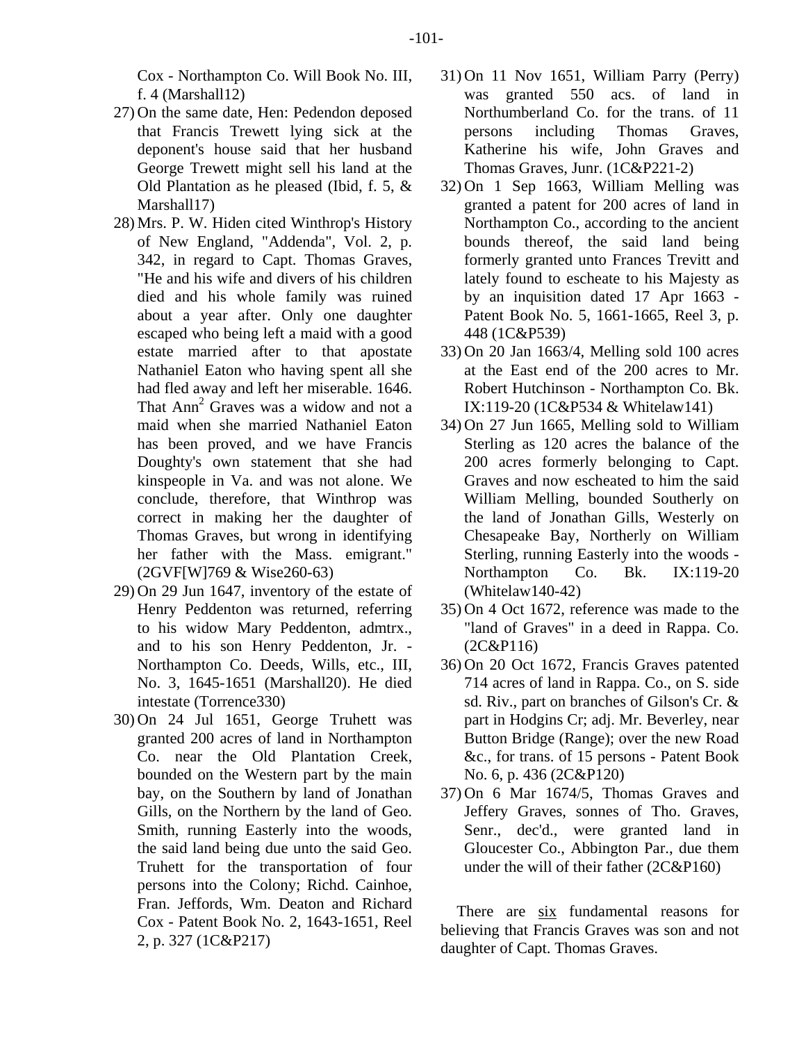Cox - Northampton Co. Will Book No. III, f. 4 (Marshall12)

27) On the same date, Hen: Pedendon deposed that Francis Trewett lying sick at the deponent's house said that her husband George Trewett might sell his land at the Old Plantation as he pleased (Ibid, f. 5, & Marshall17)
28) Mrs. P. W. Hiden cited Winthrop's History of New England, "Addenda", Vol. 2, p. 342, in regard to Capt. Thomas Graves, "He and his wife and divers of his children died and his whole family was ruined about a year after. Only one daughter escaped who being left a maid with a good estate married after to that apostate Nathaniel Eaton who having spent all she had fled away and left her miserable. 1646. That Ann[2] Graves was a widow and not a maid when she married Nathaniel Eaton has been proved, and we have Francis Doughty's own statement that she had kinspeople in Va. and was not alone. We conclude, therefore, that Winthrop was correct in making her the daughter of Thomas Graves, but wrong in identifying her father with the Mass. emigrant." (2GVF[W]769 & Wise260-63)
29) On 29 Jun 1647, inventory of the estate of Henry Peddenton was returned, referring to his widow Mary Peddenton, admtrx., and to his son Henry Peddenton, Jr. - Northampton Co. Deeds, Wills, etc., III, No. 3, 1645-1651 (Marshall20). He died intestate (Torrence330)
30) On 24 Jul 1651, George Truhett was granted 200 acres of land in Northampton Co. near the Old Plantation Creek, bounded on the Western part by the main bay, on the Southern by land of Jonathan Gills, on the Northern by the land of Geo. Smith, running Easterly into the woods, the said land being due unto the said Geo. Truhett for the transportation of four persons into the Colony; Richd. Cainhoe, Fran. Jeffords, Wm. Deaton and Richard Cox - Patent Book No. 2, 1643-1651, Reel 2, p. 327 (1C&P217)
31) On 11 Nov 1651, William Parry (Perry) was granted 550 acs. of land in Northumberland Co. for the trans. of 11 persons including Thomas Graves, Katherine his wife, John Graves and Thomas Graves, Junr. (1C&P221-2)
32) On 1 Sep 1663, William Melling was granted a patent for 200 acres of land in Northampton Co., according to the ancient bounds thereof, the said land being formerly granted unto Frances Trevitt and lately found to escheate to his Majesty as by an inquisition dated 17 Apr 1663 - Patent Book No. 5, 1661-1665, Reel 3, p. 448 (1C&P539)
33) On 20 Jan 1663/4, Melling sold 100 acres at the East end of the 200 acres to Mr. Robert Hutchinson - Northampton Co. Bk. IX:119-20 (1C&P534 & Whitelaw141)
34) On 27 Jun 1665, Melling sold to William Sterling as 120 acres the balance of the 200 acres formerly belonging to Capt. Graves and now escheated to him the said William Melling, bounded Southerly on the land of Jonathan Gills, Westerly on Chesapeake Bay, Northerly on William Sterling, running Easterly into the woods - Northampton Co. Bk. IX:119-20 (Whitelaw140-42)
35) On 4 Oct 1672, reference was made to the "land of Graves" in a deed in Rappa. Co. (2C&P116)
36) On 20 Oct 1672, Francis Graves patented 714 acres of land in Rappa. Co., on S. side sd. Riv., part on branches of Gilson's Cr. & part in Hodgins Cr; adj. Mr. Beverley, near Button Bridge (Range); over the new Road &c., for trans. of 15 persons - Patent Book No. 6, p. 436 (2C&P120)
37) On 6 Mar 1674/5, Thomas Graves and Jeffery Graves, sonnes of Tho. Graves, Senr., dec'd., were granted land in Gloucester Co., Abbington Par., due them under the will of their father (2C&P160)

There are <u>six</u> fundamental reasons for believing that Francis Graves was son and not daughter of Capt. Thomas Graves.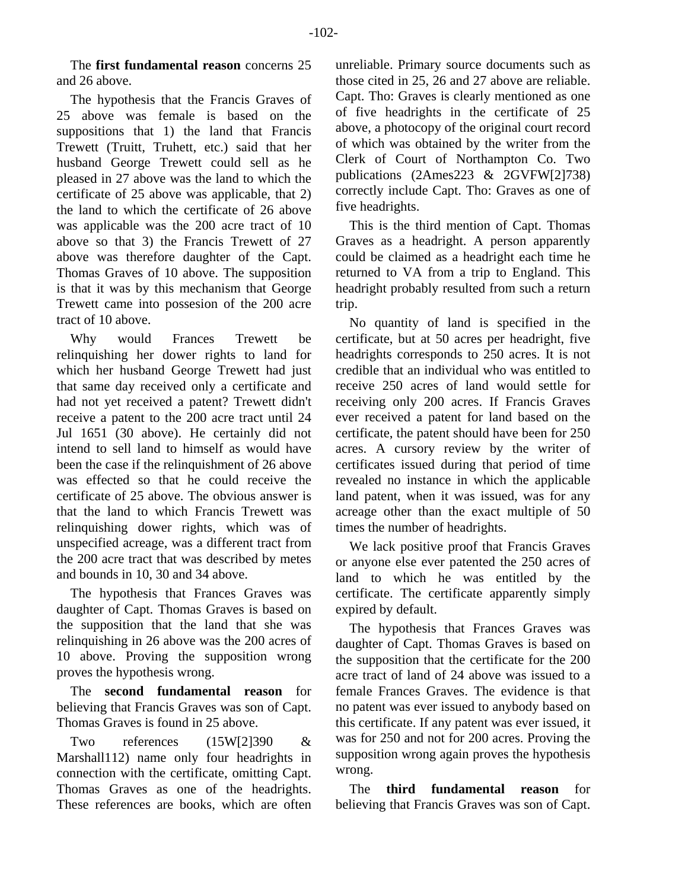The **first fundamental reason** concerns 25 and 26 above.

The hypothesis that the Francis Graves of 25 above was female is based on the suppositions that 1) the land that Francis Trewett (Truitt, Truhett, etc.) said that her husband George Trewett could sell as he pleased in 27 above was the land to which the certificate of 25 above was applicable, that 2) the land to which the certificate of 26 above was applicable was the 200 acre tract of 10 above so that 3) the Francis Trewett of 27 above was therefore daughter of the Capt. Thomas Graves of 10 above. The supposition is that it was by this mechanism that George Trewett came into possesion of the 200 acre tract of 10 above.

Why would Frances Trewett be relinquishing her dower rights to land for which her husband George Trewett had just that same day received only a certificate and had not yet received a patent? Trewett didn't receive a patent to the 200 acre tract until 24 Jul 1651 (30 above). He certainly did not intend to sell land to himself as would have been the case if the relinquishment of 26 above was effected so that he could receive the certificate of 25 above. The obvious answer is that the land to which Francis Trewett was relinquishing dower rights, which was of unspecified acreage, was a different tract from the 200 acre tract that was described by metes and bounds in 10, 30 and 34 above.

The hypothesis that Frances Graves was daughter of Capt. Thomas Graves is based on the supposition that the land that she was relinquishing in 26 above was the 200 acres of 10 above. Proving the supposition wrong proves the hypothesis wrong.

The **second fundamental reason** for believing that Francis Graves was son of Capt. Thomas Graves is found in 25 above.

Two references (15W[2]390 & Marshall112) name only four headrights in connection with the certificate, omitting Capt. Thomas Graves as one of the headrights. These references are books, which are often unreliable. Primary source documents such as those cited in 25, 26 and 27 above are reliable. Capt. Tho: Graves is clearly mentioned as one of five headrights in the certificate of 25 above, a photocopy of the original court record of which was obtained by the writer from the Clerk of Court of Northampton Co. Two publications (2Ames223 & 2GVFW[2]738) correctly include Capt. Tho: Graves as one of five headrights.

This is the third mention of Capt. Thomas Graves as a headright. A person apparently could be claimed as a headright each time he returned to VA from a trip to England. This headright probably resulted from such a return trip.

No quantity of land is specified in the certificate, but at 50 acres per headright, five headrights corresponds to 250 acres. It is not credible that an individual who was entitled to receive 250 acres of land would settle for receiving only 200 acres. If Francis Graves ever received a patent for land based on the certificate, the patent should have been for 250 acres. A cursory review by the writer of certificates issued during that period of time revealed no instance in which the applicable land patent, when it was issued, was for any acreage other than the exact multiple of 50 times the number of headrights.

We lack positive proof that Francis Graves or anyone else ever patented the 250 acres of land to which he was entitled by the certificate. The certificate apparently simply expired by default.

The hypothesis that Frances Graves was daughter of Capt. Thomas Graves is based on the supposition that the certificate for the 200 acre tract of land of 24 above was issued to a female Frances Graves. The evidence is that no patent was ever issued to anybody based on this certificate. If any patent was ever issued, it was for 250 and not for 200 acres. Proving the supposition wrong again proves the hypothesis wrong.

The **third fundamental reason** for believing that Francis Graves was son of Capt.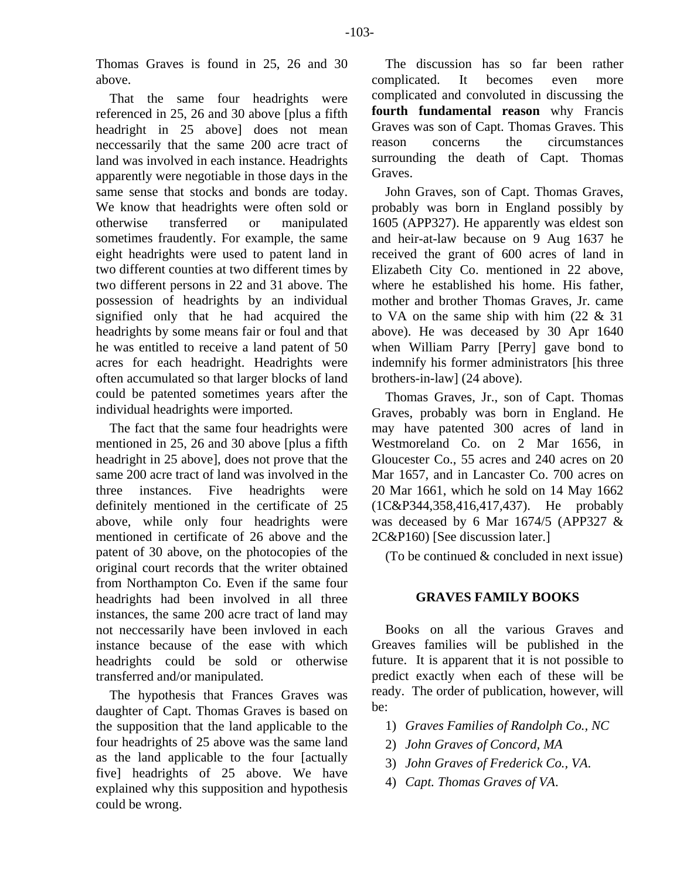Thomas Graves is found in 25, 26 and 30 above.

That the same four headrights were referenced in 25, 26 and 30 above [plus a fifth headright in 25 above] does not mean neccessarily that the same 200 acre tract of land was involved in each instance. Headrights apparently were negotiable in those days in the same sense that stocks and bonds are today. We know that headrights were often sold or otherwise transferred or manipulated sometimes fraudently. For example, the same eight headrights were used to patent land in two different counties at two different times by two different persons in 22 and 31 above. The possession of headrights by an individual signified only that he had acquired the headrights by some means fair or foul and that he was entitled to receive a land patent of 50 acres for each headright. Headrights were often accumulated so that larger blocks of land could be patented sometimes years after the individual headrights were imported.

The fact that the same four headrights were mentioned in 25, 26 and 30 above [plus a fifth headright in 25 above], does not prove that the same 200 acre tract of land was involved in the three instances. Five headrights were definitely mentioned in the certificate of 25 above, while only four headrights were mentioned in certificate of 26 above and the patent of 30 above, on the photocopies of the original court records that the writer obtained from Northampton Co. Even if the same four headrights had been involved in all three instances, the same 200 acre tract of land may not neccessarily have been invloved in each instance because of the ease with which headrights could be sold or otherwise transferred and/or manipulated.

The hypothesis that Frances Graves was daughter of Capt. Thomas Graves is based on the supposition that the land applicable to the four headrights of 25 above was the same land as the land applicable to the four [actually five] headrights of 25 above. We have explained why this supposition and hypothesis could be wrong.

The discussion has so far been rather complicated. It becomes even more complicated and convoluted in discussing the **fourth fundamental reason** why Francis Graves was son of Capt. Thomas Graves. This reason concerns the circumstances surrounding the death of Capt. Thomas Graves.

John Graves, son of Capt. Thomas Graves, probably was born in England possibly by 1605 (APP327). He apparently was eldest son and heir-at-law because on 9 Aug 1637 he received the grant of 600 acres of land in Elizabeth City Co. mentioned in 22 above, where he established his home. His father, mother and brother Thomas Graves, Jr. came to VA on the same ship with him (22 & 31 above). He was deceased by 30 Apr 1640 when William Parry [Perry] gave bond to indemnify his former administrators [his three brothers-in-law] (24 above).

Thomas Graves, Jr., son of Capt. Thomas Graves, probably was born in England. He may have patented 300 acres of land in Westmoreland Co. on 2 Mar 1656, in Gloucester Co., 55 acres and 240 acres on 20 Mar 1657, and in Lancaster Co. 700 acres on 20 Mar 1661, which he sold on 14 May 1662 (1C&P344,358,416,417,437). He probably was deceased by 6 Mar 1674/5 (APP327 & 2C&P160) [See discussion later.]

(To be continued & concluded in next issue)

## GRAVES FAMILY BOOKS

Books on all the various Graves and Greaves families will be published in the future. It is apparent that it is not possible to predict exactly when each of these will be ready. The order of publication, however, will be:

1) *Graves Families of Randolph Co., NC*
2) *John Graves of Concord, MA*
3) *John Graves of Frederick Co., VA.*
4) *Capt. Thomas Graves of VA.*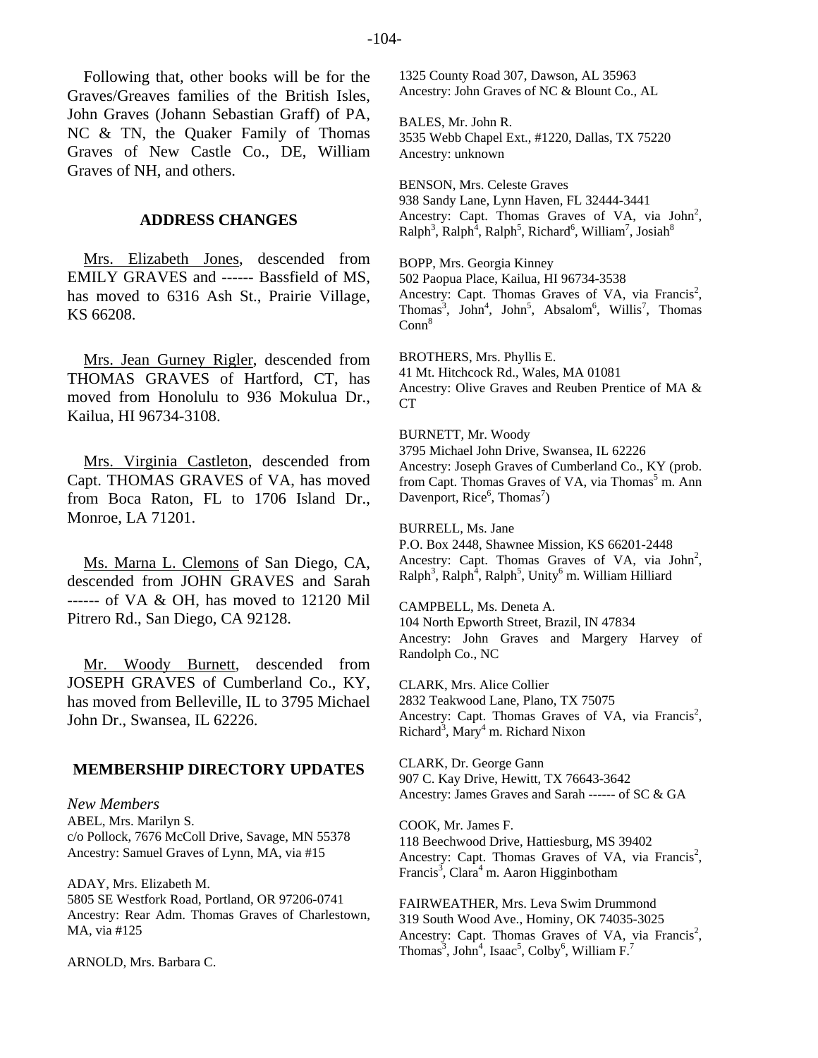Following that, other books will be for the Graves/Greaves families of the British Isles, John Graves (Johann Sebastian Graff) of PA, NC & TN, the Quaker Family of Thomas Graves of New Castle Co., DE, William Graves of NH, and others.

## ADDRESS CHANGES

Mrs. Elizabeth Jones, descended from EMILY GRAVES and ------ Bassfield of MS, has moved to 6316 Ash St., Prairie Village, KS 66208.

Mrs. Jean Gurney Rigler, descended from THOMAS GRAVES of Hartford, CT, has moved from Honolulu to 936 Mokulua Dr., Kailua, HI 96734-3108.

Mrs. Virginia Castleton, descended from Capt. THOMAS GRAVES of VA, has moved from Boca Raton, FL to 1706 Island Dr., Monroe, LA 71201.

Ms. Marna L. Clemons of San Diego, CA, descended from JOHN GRAVES and Sarah ------ of VA & OH, has moved to 12120 Mil Pitrero Rd., San Diego, CA 92128.

Mr. Woody Burnett, descended from JOSEPH GRAVES of Cumberland Co., KY, has moved from Belleville, IL to 3795 Michael John Dr., Swansea, IL 62226.

## MEMBERSHIP DIRECTORY UPDATES

*New Members*

ABEL, Mrs. Marilyn S.
c/o Pollock, 7676 McColl Drive, Savage, MN 55378
Ancestry: Samuel Graves of Lynn, MA, via #15

ADAY, Mrs. Elizabeth M.
5805 SE Westfork Road, Portland, OR 97206-0741
Ancestry: Rear Adm. Thomas Graves of Charlestown, MA, via #125

ARNOLD, Mrs. Barbara C.
1325 County Road 307, Dawson, AL 35963
Ancestry: John Graves of NC & Blount Co., AL

BALES, Mr. John R.
3535 Webb Chapel Ext., #1220, Dallas, TX 75220
Ancestry: unknown

BENSON, Mrs. Celeste Graves
938 Sandy Lane, Lynn Haven, FL 32444-3441
Ancestry: Capt. Thomas Graves of VA, via John[2], Ralph[3], Ralph[4], Ralph[5], Richard[6], William[7], Josiah[8]

BOPP, Mrs. Georgia Kinney
502 Paopua Place, Kailua, HI 96734-3538
Ancestry: Capt. Thomas Graves of VA, via Francis[2], Thomas[3], John[4], John[5], Absalom[6], Willis[7], Thomas Conn[8]

BROTHERS, Mrs. Phyllis E.
41 Mt. Hitchcock Rd., Wales, MA 01081
Ancestry: Olive Graves and Reuben Prentice of MA & CT

BURNETT, Mr. Woody
3795 Michael John Drive, Swansea, IL 62226
Ancestry: Joseph Graves of Cumberland Co., KY (prob. from Capt. Thomas Graves of VA, via Thomas[5] m. Ann Davenport, Rice[6], Thomas[7])

BURRELL, Ms. Jane
P.O. Box 2448, Shawnee Mission, KS 66201-2448
Ancestry: Capt. Thomas Graves of VA, via John[2], Ralph[3], Ralph[4], Ralph[5], Unity[6] m. William Hilliard

CAMPBELL, Ms. Deneta A.
104 North Epworth Street, Brazil, IN 47834
Ancestry: John Graves and Margery Harvey of Randolph Co., NC

CLARK, Mrs. Alice Collier
2832 Teakwood Lane, Plano, TX 75075
Ancestry: Capt. Thomas Graves of VA, via Francis[2], Richard[3], Mary[4] m. Richard Nixon

CLARK, Dr. George Gann
907 C. Kay Drive, Hewitt, TX 76643-3642
Ancestry: James Graves and Sarah ------ of SC & GA

COOK, Mr. James F.
118 Beechwood Drive, Hattiesburg, MS 39402
Ancestry: Capt. Thomas Graves of VA, via Francis[2], Francis[3], Clara[4] m. Aaron Higginbotham

FAIRWEATHER, Mrs. Leva Swim Drummond
319 South Wood Ave., Hominy, OK 74035-3025
Ancestry: Capt. Thomas Graves of VA, via Francis[2], Thomas[3], John[4], Isaac[5], Colby[6], William F.[7]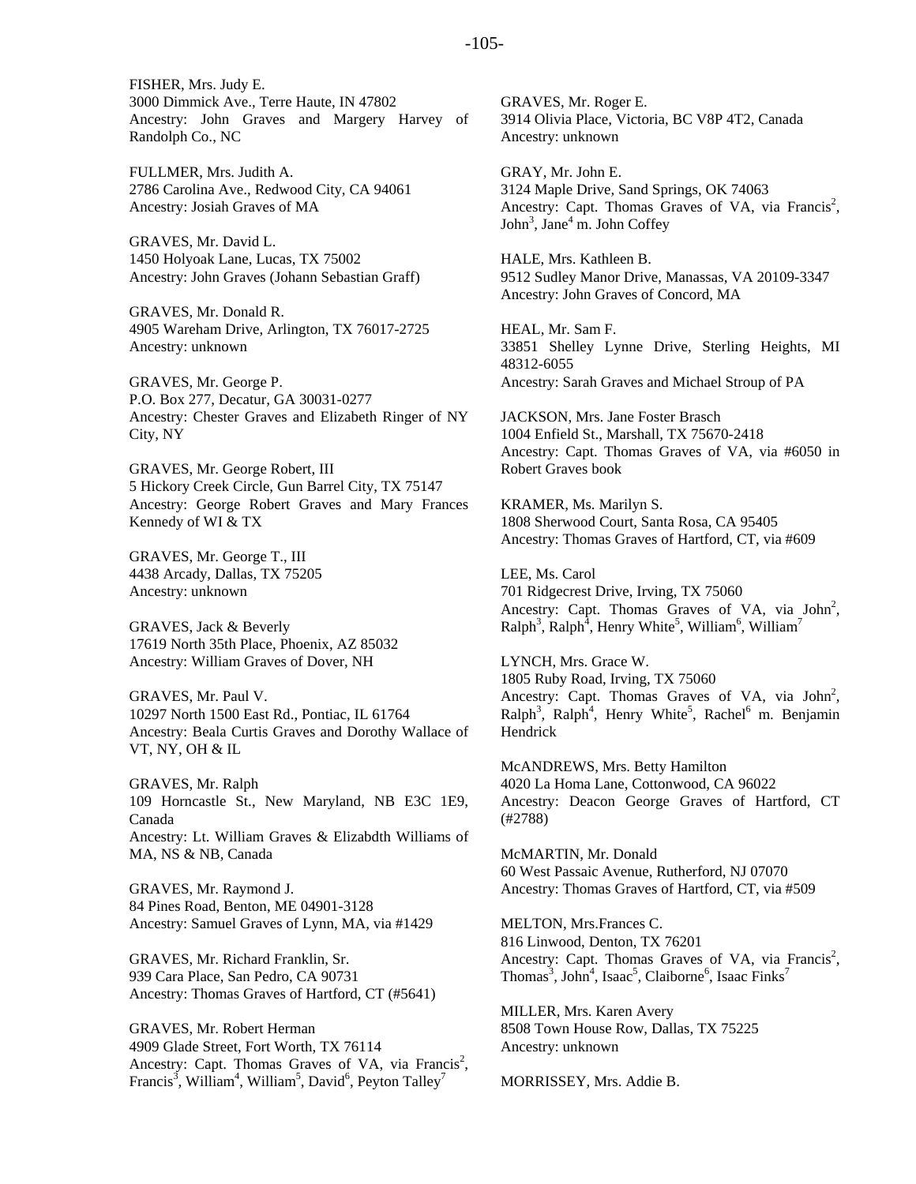FISHER, Mrs. Judy E.
3000 Dimmick Ave., Terre Haute, IN 47802
Ancestry: John Graves and Margery Harvey of Randolph Co., NC

FULLMER, Mrs. Judith A.
2786 Carolina Ave., Redwood City, CA 94061
Ancestry: Josiah Graves of MA

GRAVES, Mr. David L.
1450 Holyoak Lane, Lucas, TX 75002
Ancestry: John Graves (Johann Sebastian Graff)

GRAVES, Mr. Donald R.
4905 Wareham Drive, Arlington, TX 76017-2725
Ancestry: unknown

GRAVES, Mr. George P.
P.O. Box 277, Decatur, GA 30031-0277
Ancestry: Chester Graves and Elizabeth Ringer of NY City, NY

GRAVES, Mr. George Robert, III
5 Hickory Creek Circle, Gun Barrel City, TX 75147
Ancestry: George Robert Graves and Mary Frances Kennedy of WI & TX

GRAVES, Mr. George T., III
4438 Arcady, Dallas, TX 75205
Ancestry: unknown

GRAVES, Jack & Beverly
17619 North 35th Place, Phoenix, AZ 85032
Ancestry: William Graves of Dover, NH

GRAVES, Mr. Paul V.
10297 North 1500 East Rd., Pontiac, IL 61764
Ancestry: Beala Curtis Graves and Dorothy Wallace of VT, NY, OH & IL

GRAVES, Mr. Ralph
109 Horncastle St., New Maryland, NB E3C 1E9, Canada
Ancestry: Lt. William Graves & Elizabdth Williams of MA, NS & NB, Canada

GRAVES, Mr. Raymond J.
84 Pines Road, Benton, ME 04901-3128
Ancestry: Samuel Graves of Lynn, MA, via #1429

GRAVES, Mr. Richard Franklin, Sr.
939 Cara Place, San Pedro, CA 90731
Ancestry: Thomas Graves of Hartford, CT (#5641)

GRAVES, Mr. Robert Herman
4909 Glade Street, Fort Worth, TX 76114
Ancestry: Capt. Thomas Graves of VA, via Francis[2], Francis[3], William[4], William[5], David[6], Peyton Talley[7]

GRAVES, Mr. Roger E.
3914 Olivia Place, Victoria, BC V8P 4T2, Canada
Ancestry: unknown

GRAY, Mr. John E.
3124 Maple Drive, Sand Springs, OK 74063
Ancestry: Capt. Thomas Graves of VA, via Francis[2], John[3], Jane[4] m. John Coffey

HALE, Mrs. Kathleen B.
9512 Sudley Manor Drive, Manassas, VA 20109-3347
Ancestry: John Graves of Concord, MA

HEAL, Mr. Sam F.
33851 Shelley Lynne Drive, Sterling Heights, MI 48312-6055
Ancestry: Sarah Graves and Michael Stroup of PA

JACKSON, Mrs. Jane Foster Brasch
1004 Enfield St., Marshall, TX 75670-2418
Ancestry: Capt. Thomas Graves of VA, via #6050 in Robert Graves book

KRAMER, Ms. Marilyn S.
1808 Sherwood Court, Santa Rosa, CA 95405
Ancestry: Thomas Graves of Hartford, CT, via #609

LEE, Ms. Carol
701 Ridgecrest Drive, Irving, TX 75060
Ancestry: Capt. Thomas Graves of VA, via John[2], Ralph[3], Ralph[4], Henry White[5], William[6], William[7]

LYNCH, Mrs. Grace W.
1805 Ruby Road, Irving, TX 75060
Ancestry: Capt. Thomas Graves of VA, via John[2], Ralph[3], Ralph[4], Henry White[5], Rachel[6] m. Benjamin Hendrick

McANDREWS, Mrs. Betty Hamilton
4020 La Homa Lane, Cottonwood, CA 96022
Ancestry: Deacon George Graves of Hartford, CT (#2788)

McMARTIN, Mr. Donald
60 West Passaic Avenue, Rutherford, NJ 07070
Ancestry: Thomas Graves of Hartford, CT, via #509

MELTON, Mrs.Frances C.
816 Linwood, Denton, TX 76201
Ancestry: Capt. Thomas Graves of VA, via Francis[2], Thomas[3], John[4], Isaac[5], Claiborne[6], Isaac Finks[7]

MILLER, Mrs. Karen Avery
8508 Town House Row, Dallas, TX 75225
Ancestry: unknown

MORRISSEY, Mrs. Addie B.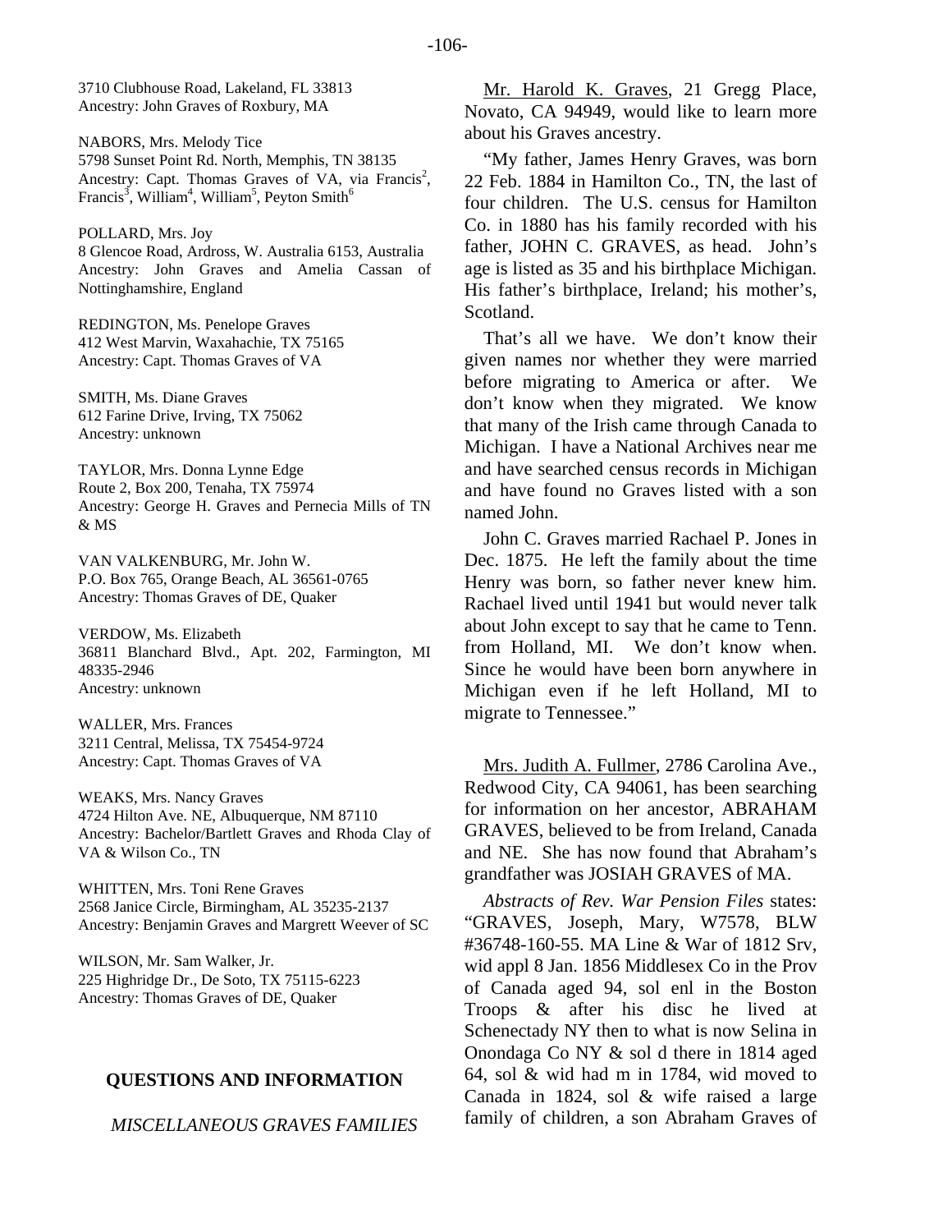3710 Clubhouse Road, Lakeland, FL 33813
Ancestry: John Graves of Roxbury, MA

NABORS, Mrs. Melody Tice
5798 Sunset Point Rd. North, Memphis, TN 38135
Ancestry: Capt. Thomas Graves of VA, via Francis[2], Francis[3], William[4], William[5], Peyton Smith[6]

POLLARD, Mrs. Joy
8 Glencoe Road, Ardross, W. Australia 6153, Australia
Ancestry: John Graves and Amelia Cassan of Nottinghamshire, England

REDINGTON, Ms. Penelope Graves
412 West Marvin, Waxahachie, TX 75165
Ancestry: Capt. Thomas Graves of VA

SMITH, Ms. Diane Graves
612 Farine Drive, Irving, TX 75062
Ancestry: unknown

TAYLOR, Mrs. Donna Lynne Edge
Route 2, Box 200, Tenaha, TX 75974
Ancestry: George H. Graves and Pernecia Mills of TN & MS

VAN VALKENBURG, Mr. John W.
P.O. Box 765, Orange Beach, AL 36561-0765
Ancestry: Thomas Graves of DE, Quaker

VERDOW, Ms. Elizabeth
36811 Blanchard Blvd., Apt. 202, Farmington, MI 48335-2946
Ancestry: unknown

WALLER, Mrs. Frances
3211 Central, Melissa, TX 75454-9724
Ancestry: Capt. Thomas Graves of VA

WEAKS, Mrs. Nancy Graves
4724 Hilton Ave. NE, Albuquerque, NM 87110
Ancestry: Bachelor/Bartlett Graves and Rhoda Clay of VA & Wilson Co., TN

WHITTEN, Mrs. Toni Rene Graves
2568 Janice Circle, Birmingham, AL 35235-2137
Ancestry: Benjamin Graves and Margrett Weever of SC

WILSON, Mr. Sam Walker, Jr.
225 Highridge Dr., De Soto, TX 75115-6223
Ancestry: Thomas Graves of DE, Quaker

## QUESTIONS AND INFORMATION

### *MISCELLANEOUS GRAVES FAMILIES*

Mr. Harold K. Graves, 21 Gregg Place, Novato, CA 94949, would like to learn more about his Graves ancestry.

"My father, James Henry Graves, was born 22 Feb. 1884 in Hamilton Co., TN, the last of four children. The U.S. census for Hamilton Co. in 1880 has his family recorded with his father, JOHN C. GRAVES, as head. John's age is listed as 35 and his birthplace Michigan. His father's birthplace, Ireland; his mother's, Scotland.

That's all we have. We don't know their given names nor whether they were married before migrating to America or after. We don't know when they migrated. We know that many of the Irish came through Canada to Michigan. I have a National Archives near me and have searched census records in Michigan and have found no Graves listed with a son named John.

John C. Graves married Rachael P. Jones in Dec. 1875. He left the family about the time Henry was born, so father never knew him. Rachael lived until 1941 but would never talk about John except to say that he came to Tenn. from Holland, MI. We don't know when. Since he would have been born anywhere in Michigan even if he left Holland, MI to migrate to Tennessee."

Mrs. Judith A. Fullmer, 2786 Carolina Ave., Redwood City, CA 94061, has been searching for information on her ancestor, ABRAHAM GRAVES, believed to be from Ireland, Canada and NE. She has now found that Abraham's grandfather was JOSIAH GRAVES of MA.

*Abstracts of Rev. War Pension Files* states: "GRAVES, Joseph, Mary, W7578, BLW #36748-160-55. MA Line & War of 1812 Srv, wid appl 8 Jan. 1856 Middlesex Co in the Prov of Canada aged 94, sol enl in the Boston Troops & after his disc he lived at Schenectady NY then to what is now Selina in Onondaga Co NY & sol d there in 1814 aged 64, sol & wid had m in 1784, wid moved to Canada in 1824, sol & wife raised a large family of children, a son Abraham Graves of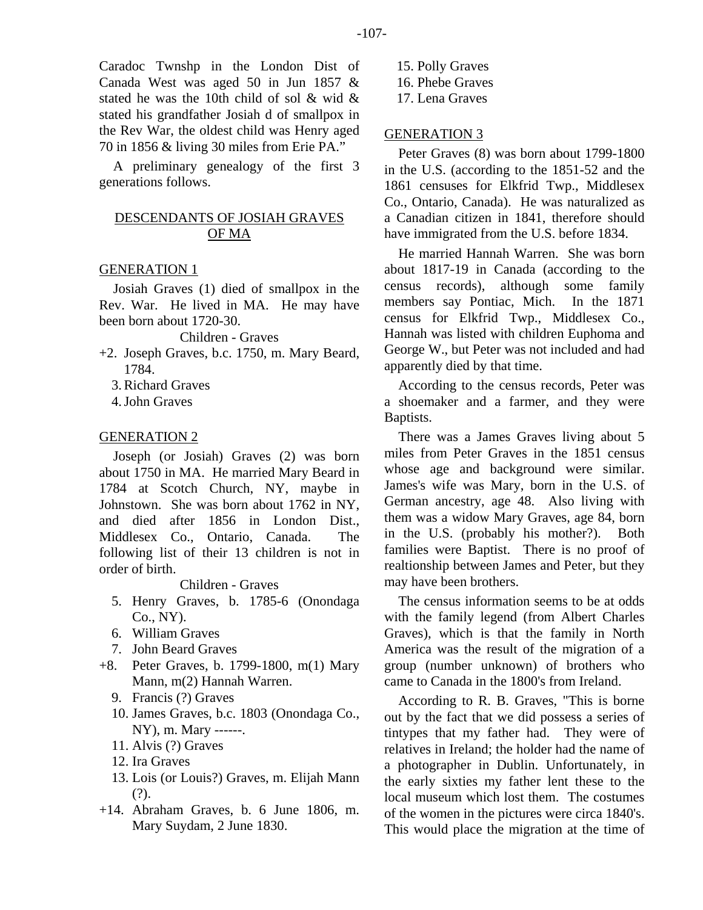Caradoc Twnshp in the London Dist of Canada West was aged 50 in Jun 1857 & stated he was the 10th child of sol & wid & stated his grandfather Josiah d of smallpox in the Rev War, the oldest child was Henry aged 70 in 1856 & living 30 miles from Erie PA."

A preliminary genealogy of the first 3 generations follows.

## DESCENDANTS OF JOSIAH GRAVES OF MA

### GENERATION 1

Josiah Graves (1) died of smallpox in the Rev. War. He lived in MA. He may have been born about 1720-30.

Children - Graves

+2. Joseph Graves, b.c. 1750, m. Mary Beard, 1784.
3. Richard Graves
4. John Graves

### GENERATION 2

Joseph (or Josiah) Graves (2) was born about 1750 in MA. He married Mary Beard in 1784 at Scotch Church, NY, maybe in Johnstown. She was born about 1762 in NY, and died after 1856 in London Dist., Middlesex Co., Ontario, Canada. The following list of their 13 children is not in order of birth.

Children - Graves

5. Henry Graves, b. 1785-6 (Onondaga Co., NY).
6. William Graves
7. John Beard Graves
+8. Peter Graves, b. 1799-1800, m(1) Mary Mann, m(2) Hannah Warren.
9. Francis (?) Graves
10. James Graves, b.c. 1803 (Onondaga Co., NY), m. Mary ------.
11. Alvis (?) Graves
12. Ira Graves
13. Lois (or Louis?) Graves, m. Elijah Mann (?).
+14. Abraham Graves, b. 6 June 1806, m. Mary Suydam, 2 June 1830.
15. Polly Graves
16. Phebe Graves
17. Lena Graves

### GENERATION 3

Peter Graves (8) was born about 1799-1800 in the U.S. (according to the 1851-52 and the 1861 censuses for Elkfrid Twp., Middlesex Co., Ontario, Canada). He was naturalized as a Canadian citizen in 1841, therefore should have immigrated from the U.S. before 1834.

He married Hannah Warren. She was born about 1817-19 in Canada (according to the census records), although some family members say Pontiac, Mich. In the 1871 census for Elkfrid Twp., Middlesex Co., Hannah was listed with children Euphoma and George W., but Peter was not included and had apparently died by that time.

According to the census records, Peter was a shoemaker and a farmer, and they were Baptists.

There was a James Graves living about 5 miles from Peter Graves in the 1851 census whose age and background were similar. James's wife was Mary, born in the U.S. of German ancestry, age 48. Also living with them was a widow Mary Graves, age 84, born in the U.S. (probably his mother?). Both families were Baptist. There is no proof of realtionship between James and Peter, but they may have been brothers.

The census information seems to be at odds with the family legend (from Albert Charles Graves), which is that the family in North America was the result of the migration of a group (number unknown) of brothers who came to Canada in the 1800's from Ireland.

According to R. B. Graves, "This is borne out by the fact that we did possess a series of tintypes that my father had. They were of relatives in Ireland; the holder had the name of a photographer in Dublin. Unfortunately, in the early sixties my father lent these to the local museum which lost them. The costumes of the women in the pictures were circa 1840's. This would place the migration at the time of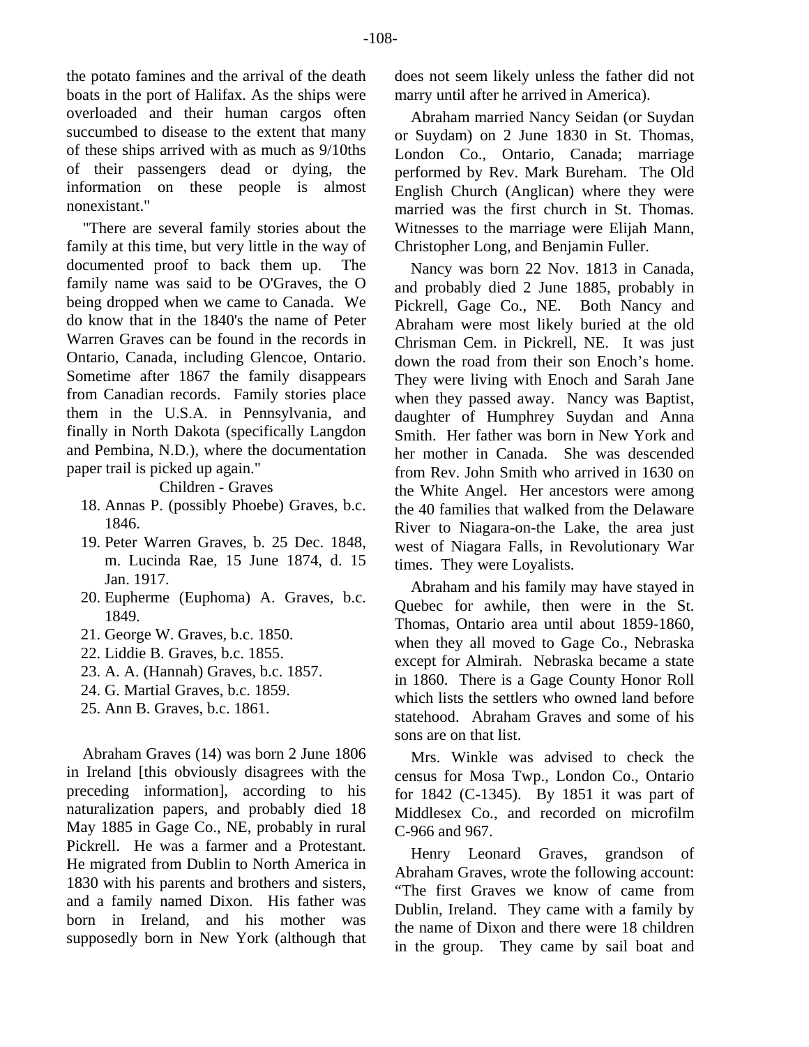the potato famines and the arrival of the death boats in the port of Halifax. As the ships were overloaded and their human cargos often succumbed to disease to the extent that many of these ships arrived with as much as 9/10ths of their passengers dead or dying, the information on these people is almost nonexistant."

"There are several family stories about the family at this time, but very little in the way of documented proof to back them up. The family name was said to be O'Graves, the O being dropped when we came to Canada. We do know that in the 1840's the name of Peter Warren Graves can be found in the records in Ontario, Canada, including Glencoe, Ontario. Sometime after 1867 the family disappears from Canadian records. Family stories place them in the U.S.A. in Pennsylvania, and finally in North Dakota (specifically Langdon and Pembina, N.D.), where the documentation paper trail is picked up again."

Children - Graves

18. Annas P. (possibly Phoebe) Graves, b.c. 1846.
19. Peter Warren Graves, b. 25 Dec. 1848, m. Lucinda Rae, 15 June 1874, d. 15 Jan. 1917.
20. Eupherme (Euphoma) A. Graves, b.c. 1849.
21. George W. Graves, b.c. 1850.
22. Liddie B. Graves, b.c. 1855.
23. A. A. (Hannah) Graves, b.c. 1857.
24. G. Martial Graves, b.c. 1859.
25. Ann B. Graves, b.c. 1861.

Abraham Graves (14) was born 2 June 1806 in Ireland [this obviously disagrees with the preceding information], according to his naturalization papers, and probably died 18 May 1885 in Gage Co., NE, probably in rural Pickrell. He was a farmer and a Protestant. He migrated from Dublin to North America in 1830 with his parents and brothers and sisters, and a family named Dixon. His father was born in Ireland, and his mother was supposedly born in New York (although that does not seem likely unless the father did not marry until after he arrived in America).

Abraham married Nancy Seidan (or Suydan or Suydam) on 2 June 1830 in St. Thomas, London Co., Ontario, Canada; marriage performed by Rev. Mark Bureham. The Old English Church (Anglican) where they were married was the first church in St. Thomas. Witnesses to the marriage were Elijah Mann, Christopher Long, and Benjamin Fuller.

Nancy was born 22 Nov. 1813 in Canada, and probably died 2 June 1885, probably in Pickrell, Gage Co., NE. Both Nancy and Abraham were most likely buried at the old Chrisman Cem. in Pickrell, NE. It was just down the road from their son Enoch's home. They were living with Enoch and Sarah Jane when they passed away. Nancy was Baptist, daughter of Humphrey Suydan and Anna Smith. Her father was born in New York and her mother in Canada. She was descended from Rev. John Smith who arrived in 1630 on the White Angel. Her ancestors were among the 40 families that walked from the Delaware River to Niagara-on-the Lake, the area just west of Niagara Falls, in Revolutionary War times. They were Loyalists.

Abraham and his family may have stayed in Quebec for awhile, then were in the St. Thomas, Ontario area until about 1859-1860, when they all moved to Gage Co., Nebraska except for Almirah. Nebraska became a state in 1860. There is a Gage County Honor Roll which lists the settlers who owned land before statehood. Abraham Graves and some of his sons are on that list.

Mrs. Winkle was advised to check the census for Mosa Twp., London Co., Ontario for 1842 (C-1345). By 1851 it was part of Middlesex Co., and recorded on microfilm C-966 and 967.

Henry Leonard Graves, grandson of Abraham Graves, wrote the following account: "The first Graves we know of came from Dublin, Ireland. They came with a family by the name of Dixon and there were 18 children in the group. They came by sail boat and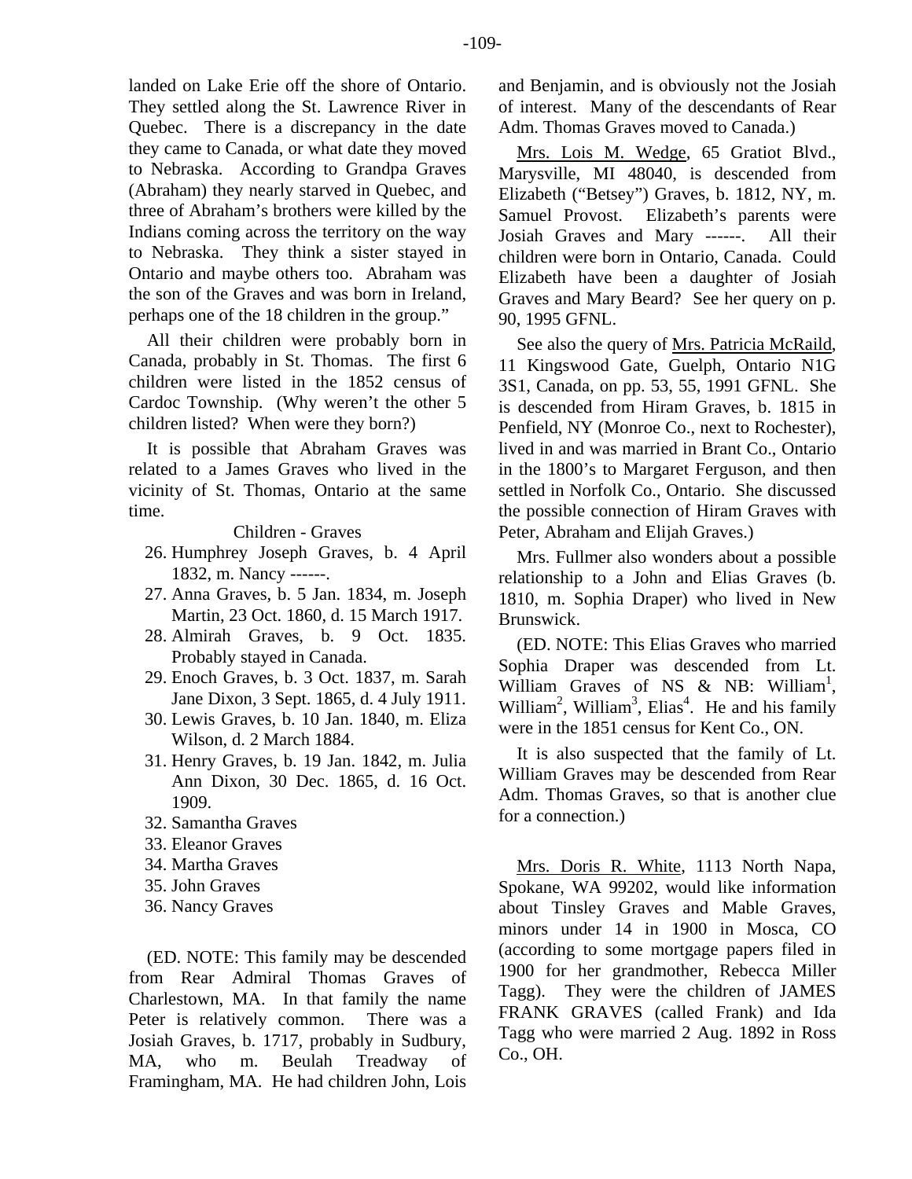landed on Lake Erie off the shore of Ontario. They settled along the St. Lawrence River in Quebec. There is a discrepancy in the date they came to Canada, or what date they moved to Nebraska. According to Grandpa Graves (Abraham) they nearly starved in Quebec, and three of Abraham's brothers were killed by the Indians coming across the territory on the way to Nebraska. They think a sister stayed in Ontario and maybe others too. Abraham was the son of the Graves and was born in Ireland, perhaps one of the 18 children in the group."

All their children were probably born in Canada, probably in St. Thomas. The first 6 children were listed in the 1852 census of Cardoc Township. (Why weren't the other 5 children listed? When were they born?)

It is possible that Abraham Graves was related to a James Graves who lived in the vicinity of St. Thomas, Ontario at the same time.

Children - Graves

26. Humphrey Joseph Graves, b. 4 April 1832, m. Nancy ------.
27. Anna Graves, b. 5 Jan. 1834, m. Joseph Martin, 23 Oct. 1860, d. 15 March 1917.
28. Almirah Graves, b. 9 Oct. 1835. Probably stayed in Canada.
29. Enoch Graves, b. 3 Oct. 1837, m. Sarah Jane Dixon, 3 Sept. 1865, d. 4 July 1911.
30. Lewis Graves, b. 10 Jan. 1840, m. Eliza Wilson, d. 2 March 1884.
31. Henry Graves, b. 19 Jan. 1842, m. Julia Ann Dixon, 30 Dec. 1865, d. 16 Oct. 1909.
32. Samantha Graves
33. Eleanor Graves
34. Martha Graves
35. John Graves
36. Nancy Graves

(ED. NOTE: This family may be descended from Rear Admiral Thomas Graves of Charlestown, MA. In that family the name Peter is relatively common. There was a Josiah Graves, b. 1717, probably in Sudbury, MA, who m. Beulah Treadway of Framingham, MA. He had children John, Lois and Benjamin, and is obviously not the Josiah of interest. Many of the descendants of Rear Adm. Thomas Graves moved to Canada.)

Mrs. Lois M. Wedge, 65 Gratiot Blvd., Marysville, MI 48040, is descended from Elizabeth ("Betsey") Graves, b. 1812, NY, m. Samuel Provost. Elizabeth's parents were Josiah Graves and Mary ------. All their children were born in Ontario, Canada. Could Elizabeth have been a daughter of Josiah Graves and Mary Beard? See her query on p. 90, 1995 GFNL.

See also the query of Mrs. Patricia McRaild, 11 Kingswood Gate, Guelph, Ontario N1G 3S1, Canada, on pp. 53, 55, 1991 GFNL. She is descended from Hiram Graves, b. 1815 in Penfield, NY (Monroe Co., next to Rochester), lived in and was married in Brant Co., Ontario in the 1800's to Margaret Ferguson, and then settled in Norfolk Co., Ontario. She discussed the possible connection of Hiram Graves with Peter, Abraham and Elijah Graves.)

Mrs. Fullmer also wonders about a possible relationship to a John and Elias Graves (b. 1810, m. Sophia Draper) who lived in New Brunswick.

(ED. NOTE: This Elias Graves who married Sophia Draper was descended from Lt. William Graves of NS & NB: William[1], William[2], William[3], Elias[4]. He and his family were in the 1851 census for Kent Co., ON.

It is also suspected that the family of Lt. William Graves may be descended from Rear Adm. Thomas Graves, so that is another clue for a connection.)

Mrs. Doris R. White, 1113 North Napa, Spokane, WA 99202, would like information about Tinsley Graves and Mable Graves, minors under 14 in 1900 in Mosca, CO (according to some mortgage papers filed in 1900 for her grandmother, Rebecca Miller Tagg). They were the children of JAMES FRANK GRAVES (called Frank) and Ida Tagg who were married 2 Aug. 1892 in Ross Co., OH.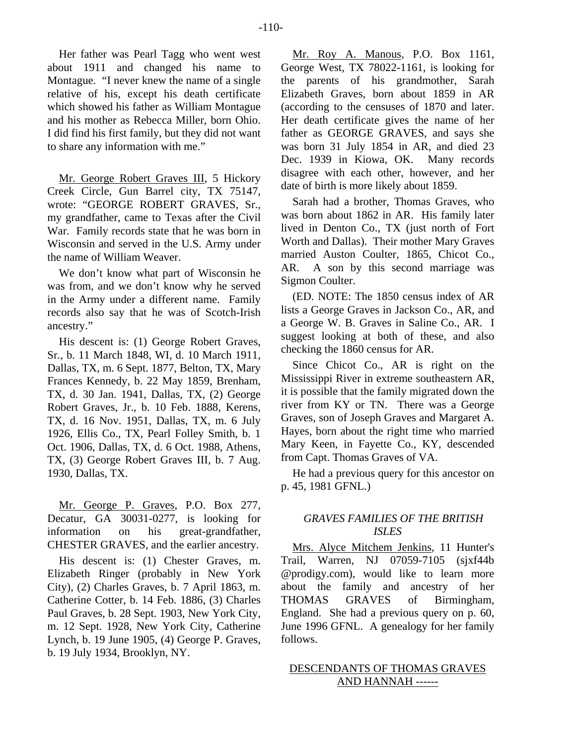Her father was Pearl Tagg who went west about 1911 and changed his name to Montague. "I never knew the name of a single relative of his, except his death certificate which showed his father as William Montague and his mother as Rebecca Miller, born Ohio. I did find his first family, but they did not want to share any information with me."

Mr. George Robert Graves III, 5 Hickory Creek Circle, Gun Barrel city, TX 75147, wrote: "GEORGE ROBERT GRAVES, Sr., my grandfather, came to Texas after the Civil War. Family records state that he was born in Wisconsin and served in the U.S. Army under the name of William Weaver.

We don't know what part of Wisconsin he was from, and we don't know why he served in the Army under a different name. Family records also say that he was of Scotch-Irish ancestry."

His descent is: (1) George Robert Graves, Sr., b. 11 March 1848, WI, d. 10 March 1911, Dallas, TX, m. 6 Sept. 1877, Belton, TX, Mary Frances Kennedy, b. 22 May 1859, Brenham, TX, d. 30 Jan. 1941, Dallas, TX, (2) George Robert Graves, Jr., b. 10 Feb. 1888, Kerens, TX, d. 16 Nov. 1951, Dallas, TX, m. 6 July 1926, Ellis Co., TX, Pearl Folley Smith, b. 1 Oct. 1906, Dallas, TX, d. 6 Oct. 1988, Athens, TX, (3) George Robert Graves III, b. 7 Aug. 1930, Dallas, TX.

Mr. George P. Graves, P.O. Box 277, Decatur, GA 30031-0277, is looking for information on his great-grandfather, CHESTER GRAVES, and the earlier ancestry.

His descent is: (1) Chester Graves, m. Elizabeth Ringer (probably in New York City), (2) Charles Graves, b. 7 April 1863, m. Catherine Cotter, b. 14 Feb. 1886, (3) Charles Paul Graves, b. 28 Sept. 1903, New York City, m. 12 Sept. 1928, New York City, Catherine Lynch, b. 19 June 1905, (4) George P. Graves, b. 19 July 1934, Brooklyn, NY.

Mr. Roy A. Manous, P.O. Box 1161, George West, TX 78022-1161, is looking for the parents of his grandmother, Sarah Elizabeth Graves, born about 1859 in AR (according to the censuses of 1870 and later. Her death certificate gives the name of her father as GEORGE GRAVES, and says she was born 31 July 1854 in AR, and died 23 Dec. 1939 in Kiowa, OK. Many records disagree with each other, however, and her date of birth is more likely about 1859.

Sarah had a brother, Thomas Graves, who was born about 1862 in AR. His family later lived in Denton Co., TX (just north of Fort Worth and Dallas). Their mother Mary Graves married Auston Coulter, 1865, Chicot Co., AR. A son by this second marriage was Sigmon Coulter.

(ED. NOTE: The 1850 census index of AR lists a George Graves in Jackson Co., AR, and a George W. B. Graves in Saline Co., AR. I suggest looking at both of these, and also checking the 1860 census for AR.

Since Chicot Co., AR is right on the Mississippi River in extreme southeastern AR, it is possible that the family migrated down the river from KY or TN. There was a George Graves, son of Joseph Graves and Margaret A. Hayes, born about the right time who married Mary Keen, in Fayette Co., KY, descended from Capt. Thomas Graves of VA.

He had a previous query for this ancestor on p. 45, 1981 GFNL.)

## *GRAVES FAMILIES OF THE BRITISH ISLES*

Mrs. Alyce Mitchem Jenkins, 11 Hunter's Trail, Warren, NJ 07059-7105 (sjxf44b @prodigy.com), would like to learn more about the family and ancestry of her THOMAS GRAVES of Birmingham, England. She had a previous query on p. 60, June 1996 GFNL. A genealogy for her family follows.

### DESCENDANTS OF THOMAS GRAVES AND HANNAH ------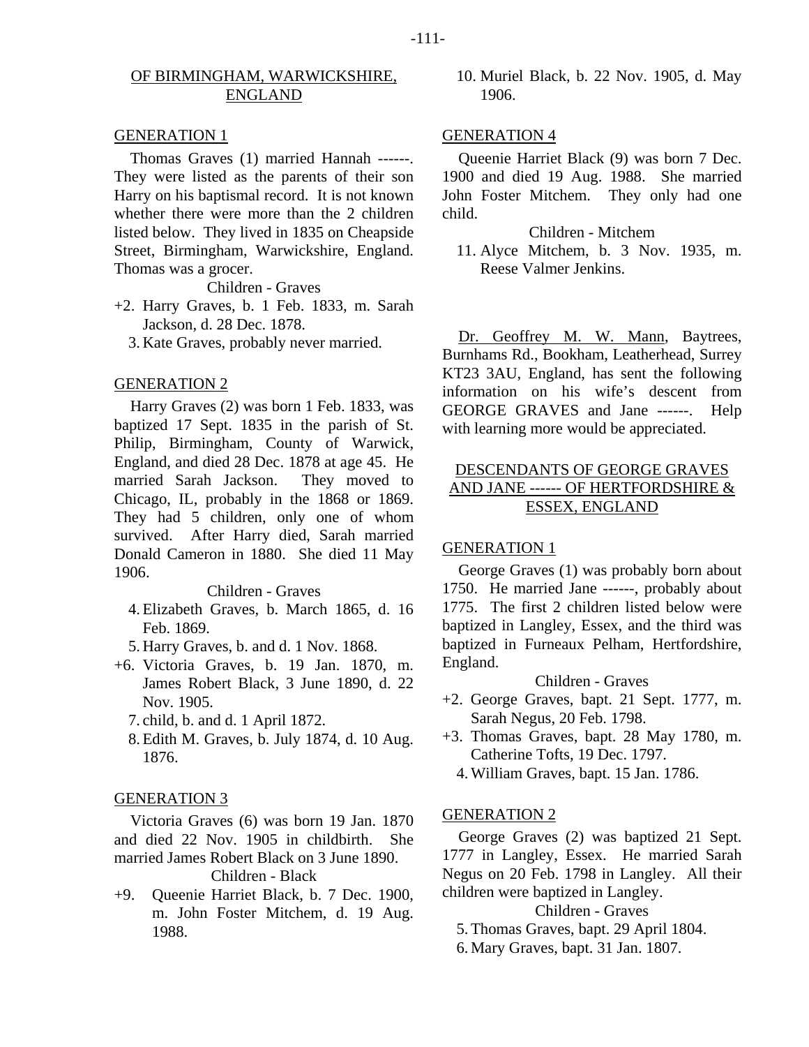## OF BIRMINGHAM, WARWICKSHIRE, ENGLAND

### GENERATION 1

Thomas Graves (1) married Hannah ------. They were listed as the parents of their son Harry on his baptismal record. It is not known whether there were more than the 2 children listed below. They lived in 1835 on Cheapside Street, Birmingham, Warwickshire, England. Thomas was a grocer.

Children - Graves

+2. Harry Graves, b. 1 Feb. 1833, m. Sarah Jackson, d. 28 Dec. 1878.
3. Kate Graves, probably never married.

### GENERATION 2

Harry Graves (2) was born 1 Feb. 1833, was baptized 17 Sept. 1835 in the parish of St. Philip, Birmingham, County of Warwick, England, and died 28 Dec. 1878 at age 45. He married Sarah Jackson. They moved to Chicago, IL, probably in the 1868 or 1869. They had 5 children, only one of whom survived. After Harry died, Sarah married Donald Cameron in 1880. She died 11 May 1906.

Children - Graves

4. Elizabeth Graves, b. March 1865, d. 16 Feb. 1869.
5. Harry Graves, b. and d. 1 Nov. 1868.
+6. Victoria Graves, b. 19 Jan. 1870, m. James Robert Black, 3 June 1890, d. 22 Nov. 1905.
7. child, b. and d. 1 April 1872.
8. Edith M. Graves, b. July 1874, d. 10 Aug. 1876.

### GENERATION 3

Victoria Graves (6) was born 19 Jan. 1870 and died 22 Nov. 1905 in childbirth. She married James Robert Black on 3 June 1890.

Children - Black

+9. Queenie Harriet Black, b. 7 Dec. 1900, m. John Foster Mitchem, d. 19 Aug. 1988.
10. Muriel Black, b. 22 Nov. 1905, d. May 1906.

### GENERATION 4

Queenie Harriet Black (9) was born 7 Dec. 1900 and died 19 Aug. 1988. She married John Foster Mitchem. They only had one child.

Children - Mitchem

11. Alyce Mitchem, b. 3 Nov. 1935, m. Reese Valmer Jenkins.

Dr. Geoffrey M. W. Mann, Baytrees, Burnhams Rd., Bookham, Leatherhead, Surrey KT23 3AU, England, has sent the following information on his wife's descent from GEORGE GRAVES and Jane ------. Help with learning more would be appreciated.

## DESCENDANTS OF GEORGE GRAVES AND JANE ------ OF HERTFORDSHIRE & ESSEX, ENGLAND

### GENERATION 1

George Graves (1) was probably born about 1750. He married Jane ------, probably about 1775. The first 2 children listed below were baptized in Langley, Essex, and the third was baptized in Furneaux Pelham, Hertfordshire, England.

Children - Graves

+2. George Graves, bapt. 21 Sept. 1777, m. Sarah Negus, 20 Feb. 1798.
+3. Thomas Graves, bapt. 28 May 1780, m. Catherine Tofts, 19 Dec. 1797.
4. William Graves, bapt. 15 Jan. 1786.

### GENERATION 2

George Graves (2) was baptized 21 Sept. 1777 in Langley, Essex. He married Sarah Negus on 20 Feb. 1798 in Langley. All their children were baptized in Langley.

Children - Graves

5. Thomas Graves, bapt. 29 April 1804.
6. Mary Graves, bapt. 31 Jan. 1807.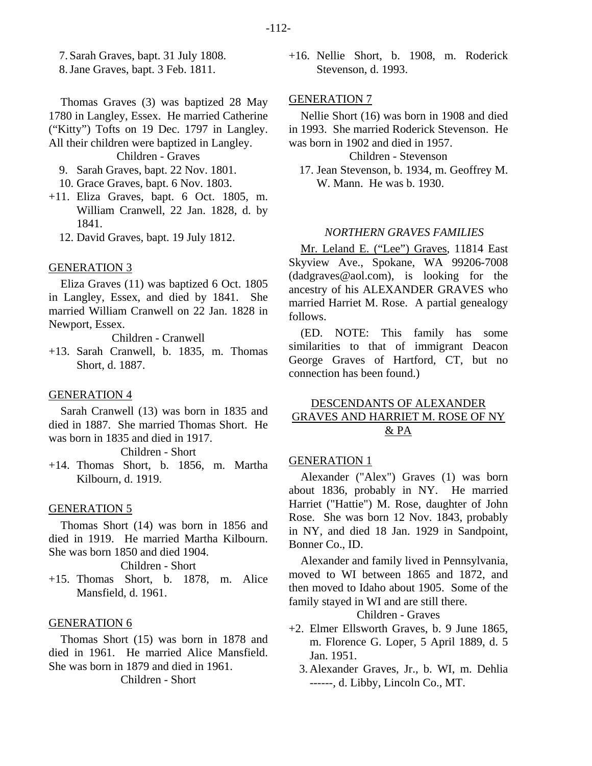7. Sarah Graves, bapt. 31 July 1808.
8. Jane Graves, bapt. 3 Feb. 1811.

Thomas Graves (3) was baptized 28 May 1780 in Langley, Essex. He married Catherine ("Kitty") Tofts on 19 Dec. 1797 in Langley. All their children were baptized in Langley.

Children - Graves

9. Sarah Graves, bapt. 22 Nov. 1801.
10. Grace Graves, bapt. 6 Nov. 1803.
+11. Eliza Graves, bapt. 6 Oct. 1805, m. William Cranwell, 22 Jan. 1828, d. by 1841.
12. David Graves, bapt. 19 July 1812.

GENERATION 3

Eliza Graves (11) was baptized 6 Oct. 1805 in Langley, Essex, and died by 1841. She married William Cranwell on 22 Jan. 1828 in Newport, Essex.

Children - Cranwell

+13. Sarah Cranwell, b. 1835, m. Thomas Short, d. 1887.

GENERATION 4

Sarah Cranwell (13) was born in 1835 and died in 1887. She married Thomas Short. He was born in 1835 and died in 1917.

Children - Short

+14. Thomas Short, b. 1856, m. Martha Kilbourn, d. 1919.

GENERATION 5

Thomas Short (14) was born in 1856 and died in 1919. He married Martha Kilbourn. She was born 1850 and died 1904.

Children - Short

+15. Thomas Short, b. 1878, m. Alice Mansfield, d. 1961.

GENERATION 6

Thomas Short (15) was born in 1878 and died in 1961. He married Alice Mansfield. She was born in 1879 and died in 1961.

Children - Short

+16. Nellie Short, b. 1908, m. Roderick Stevenson, d. 1993.

GENERATION 7

Nellie Short (16) was born in 1908 and died in 1993. She married Roderick Stevenson. He was born in 1902 and died in 1957.

Children - Stevenson

17. Jean Stevenson, b. 1934, m. Geoffrey M. W. Mann. He was b. 1930.

## *NORTHERN GRAVES FAMILIES*

Mr. Leland E. ("Lee") Graves, 11814 East Skyview Ave., Spokane, WA 99206-7008 (dadgraves@aol.com), is looking for the ancestry of his ALEXANDER GRAVES who married Harriet M. Rose. A partial genealogy follows.

(ED. NOTE: This family has some similarities to that of immigrant Deacon George Graves of Hartford, CT, but no connection has been found.)

## DESCENDANTS OF ALEXANDER GRAVES AND HARRIET M. ROSE OF NY & PA

GENERATION 1

Alexander ("Alex") Graves (1) was born about 1836, probably in NY. He married Harriet ("Hattie") M. Rose, daughter of John Rose. She was born 12 Nov. 1843, probably in NY, and died 18 Jan. 1929 in Sandpoint, Bonner Co., ID.

Alexander and family lived in Pennsylvania, moved to WI between 1865 and 1872, and then moved to Idaho about 1905. Some of the family stayed in WI and are still there.

Children - Graves

+2. Elmer Ellsworth Graves, b. 9 June 1865, m. Florence G. Loper, 5 April 1889, d. 5 Jan. 1951.
3. Alexander Graves, Jr., b. WI, m. Dehlia ------, d. Libby, Lincoln Co., MT.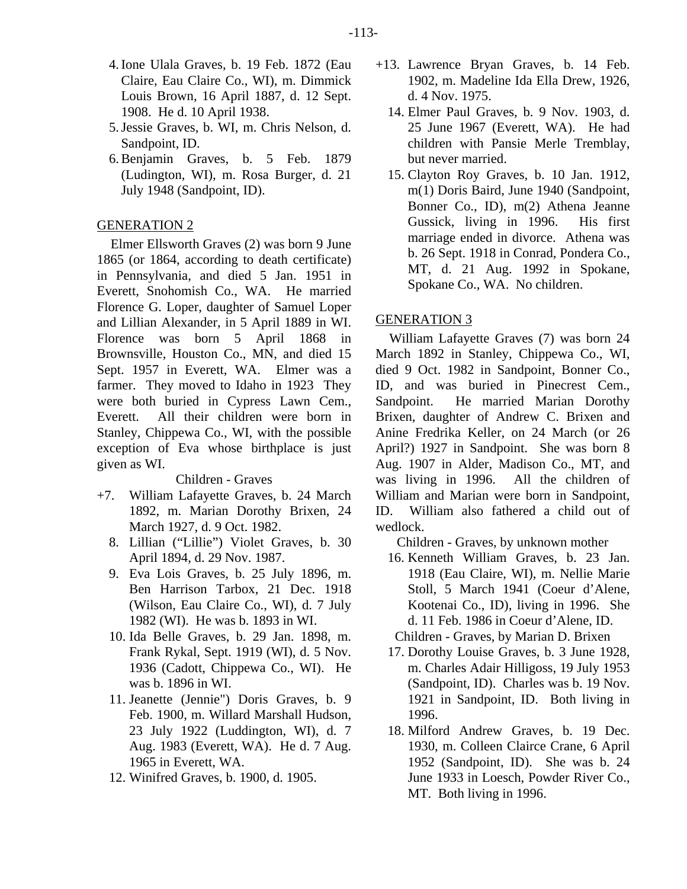4. Ione Ulala Graves, b. 19 Feb. 1872 (Eau Claire, Eau Claire Co., WI), m. Dimmick Louis Brown, 16 April 1887, d. 12 Sept. 1908. He d. 10 April 1938.
5. Jessie Graves, b. WI, m. Chris Nelson, d. Sandpoint, ID.
6. Benjamin Graves, b. 5 Feb. 1879 (Ludington, WI), m. Rosa Burger, d. 21 July 1948 (Sandpoint, ID).

## GENERATION 2

Elmer Ellsworth Graves (2) was born 9 June 1865 (or 1864, according to death certificate) in Pennsylvania, and died 5 Jan. 1951 in Everett, Snohomish Co., WA. He married Florence G. Loper, daughter of Samuel Loper and Lillian Alexander, in 5 April 1889 in WI. Florence was born 5 April 1868 in Brownsville, Houston Co., MN, and died 15 Sept. 1957 in Everett, WA. Elmer was a farmer. They moved to Idaho in 1923 They were both buried in Cypress Lawn Cem., Everett. All their children were born in Stanley, Chippewa Co., WI, with the possible exception of Eva whose birthplace is just given as WI.

Children - Graves

+7. William Lafayette Graves, b. 24 March 1892, m. Marian Dorothy Brixen, 24 March 1927, d. 9 Oct. 1982.
8. Lillian ("Lillie") Violet Graves, b. 30 April 1894, d. 29 Nov. 1987.
9. Eva Lois Graves, b. 25 July 1896, m. Ben Harrison Tarbox, 21 Dec. 1918 (Wilson, Eau Claire Co., WI), d. 7 July 1982 (WI). He was b. 1893 in WI.
10. Ida Belle Graves, b. 29 Jan. 1898, m. Frank Rykal, Sept. 1919 (WI), d. 5 Nov. 1936 (Cadott, Chippewa Co., WI). He was b. 1896 in WI.
11. Jeanette (Jennie") Doris Graves, b. 9 Feb. 1900, m. Willard Marshall Hudson, 23 July 1922 (Luddington, WI), d. 7 Aug. 1983 (Everett, WA). He d. 7 Aug. 1965 in Everett, WA.
12. Winifred Graves, b. 1900, d. 1905.

+13. Lawrence Bryan Graves, b. 14 Feb. 1902, m. Madeline Ida Ella Drew, 1926, d. 4 Nov. 1975.
14. Elmer Paul Graves, b. 9 Nov. 1903, d. 25 June 1967 (Everett, WA). He had children with Pansie Merle Tremblay, but never married.
15. Clayton Roy Graves, b. 10 Jan. 1912, m(1) Doris Baird, June 1940 (Sandpoint, Bonner Co., ID), m(2) Athena Jeanne Gussick, living in 1996. His first marriage ended in divorce. Athena was b. 26 Sept. 1918 in Conrad, Pondera Co., MT, d. 21 Aug. 1992 in Spokane, Spokane Co., WA. No children.

## GENERATION 3

William Lafayette Graves (7) was born 24 March 1892 in Stanley, Chippewa Co., WI, died 9 Oct. 1982 in Sandpoint, Bonner Co., ID, and was buried in Pinecrest Cem., Sandpoint. He married Marian Dorothy Brixen, daughter of Andrew C. Brixen and Anine Fredrika Keller, on 24 March (or 26 April?) 1927 in Sandpoint. She was born 8 Aug. 1907 in Alder, Madison Co., MT, and was living in 1996. All the children of William and Marian were born in Sandpoint, ID. William also fathered a child out of wedlock.

Children - Graves, by unknown mother

16. Kenneth William Graves, b. 23 Jan. 1918 (Eau Claire, WI), m. Nellie Marie Stoll, 5 March 1941 (Coeur d'Alene, Kootenai Co., ID), living in 1996. She d. 11 Feb. 1986 in Coeur d'Alene, ID.

Children - Graves, by Marian D. Brixen

17. Dorothy Louise Graves, b. 3 June 1928, m. Charles Adair Hilligoss, 19 July 1953 (Sandpoint, ID). Charles was b. 19 Nov. 1921 in Sandpoint, ID. Both living in 1996.
18. Milford Andrew Graves, b. 19 Dec. 1930, m. Colleen Clairce Crane, 6 April 1952 (Sandpoint, ID). She was b. 24 June 1933 in Loesch, Powder River Co., MT. Both living in 1996.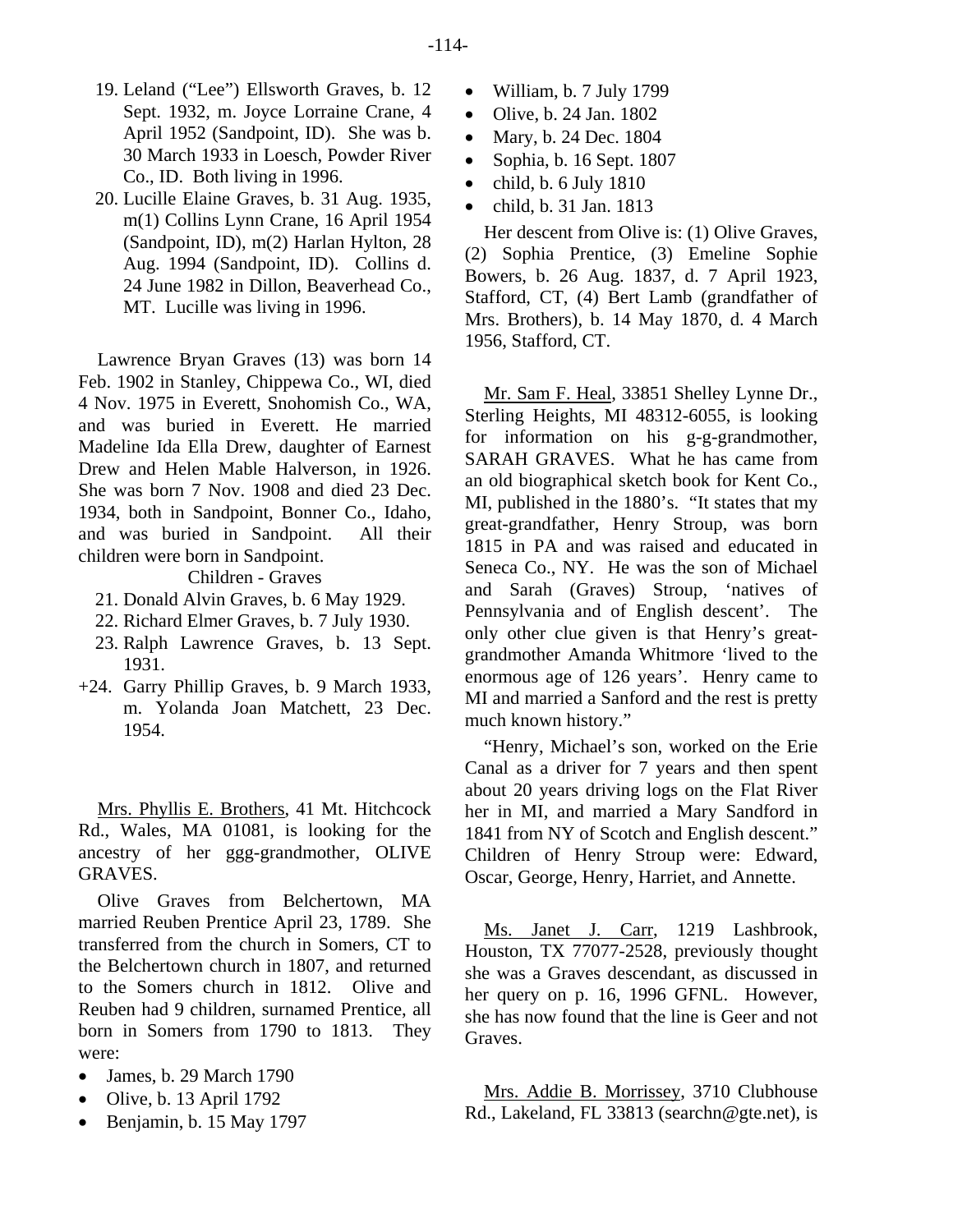19. Leland ("Lee") Ellsworth Graves, b. 12 Sept. 1932, m. Joyce Lorraine Crane, 4 April 1952 (Sandpoint, ID). She was b. 30 March 1933 in Loesch, Powder River Co., ID. Both living in 1996.
20. Lucille Elaine Graves, b. 31 Aug. 1935, m(1) Collins Lynn Crane, 16 April 1954 (Sandpoint, ID), m(2) Harlan Hylton, 28 Aug. 1994 (Sandpoint, ID). Collins d. 24 June 1982 in Dillon, Beaverhead Co., MT. Lucille was living in 1996.

Lawrence Bryan Graves (13) was born 14 Feb. 1902 in Stanley, Chippewa Co., WI, died 4 Nov. 1975 in Everett, Snohomish Co., WA, and was buried in Everett. He married Madeline Ida Ella Drew, daughter of Earnest Drew and Helen Mable Halverson, in 1926. She was born 7 Nov. 1908 and died 23 Dec. 1934, both in Sandpoint, Bonner Co., Idaho, and was buried in Sandpoint. All their children were born in Sandpoint.

Children - Graves

21. Donald Alvin Graves, b. 6 May 1929.
22. Richard Elmer Graves, b. 7 July 1930.
23. Ralph Lawrence Graves, b. 13 Sept. 1931.

+24. Garry Phillip Graves, b. 9 March 1933, m. Yolanda Joan Matchett, 23 Dec. 1954.

<u>Mrs. Phyllis E. Brothers</u>, 41 Mt. Hitchcock Rd., Wales, MA 01081, is looking for the ancestry of her ggg-grandmother, OLIVE GRAVES.

Olive Graves from Belchertown, MA married Reuben Prentice April 23, 1789. She transferred from the church in Somers, CT to the Belchertown church in 1807, and returned to the Somers church in 1812. Olive and Reuben had 9 children, surnamed Prentice, all born in Somers from 1790 to 1813. They were:

- James, b. 29 March 1790
- Olive, b. 13 April 1792
- Benjamin, b. 15 May 1797
- William, b. 7 July 1799
- Olive, b. 24 Jan. 1802
- Mary, b. 24 Dec. 1804
- Sophia, b. 16 Sept. 1807
- child, b. 6 July 1810
- child, b. 31 Jan. 1813

Her descent from Olive is: (1) Olive Graves, (2) Sophia Prentice, (3) Emeline Sophie Bowers, b. 26 Aug. 1837, d. 7 April 1923, Stafford, CT, (4) Bert Lamb (grandfather of Mrs. Brothers), b. 14 May 1870, d. 4 March 1956, Stafford, CT.

<u>Mr. Sam F. Heal</u>, 33851 Shelley Lynne Dr., Sterling Heights, MI 48312-6055, is looking for information on his g-g-grandmother, SARAH GRAVES. What he has came from an old biographical sketch book for Kent Co., MI, published in the 1880's. "It states that my great-grandfather, Henry Stroup, was born 1815 in PA and was raised and educated in Seneca Co., NY. He was the son of Michael and Sarah (Graves) Stroup, 'natives of Pennsylvania and of English descent'. The only other clue given is that Henry's great-grandmother Amanda Whitmore 'lived to the enormous age of 126 years'. Henry came to MI and married a Sanford and the rest is pretty much known history."

"Henry, Michael's son, worked on the Erie Canal as a driver for 7 years and then spent about 20 years driving logs on the Flat River her in MI, and married a Mary Sandford in 1841 from NY of Scotch and English descent." Children of Henry Stroup were: Edward, Oscar, George, Henry, Harriet, and Annette.

<u>Ms. Janet J. Carr</u>, 1219 Lashbrook, Houston, TX 77077-2528, previously thought she was a Graves descendant, as discussed in her query on p. 16, 1996 GFNL. However, she has now found that the line is Geer and not Graves.

<u>Mrs. Addie B. Morrissey</u>, 3710 Clubhouse Rd., Lakeland, FL 33813 (searchn@gte.net), is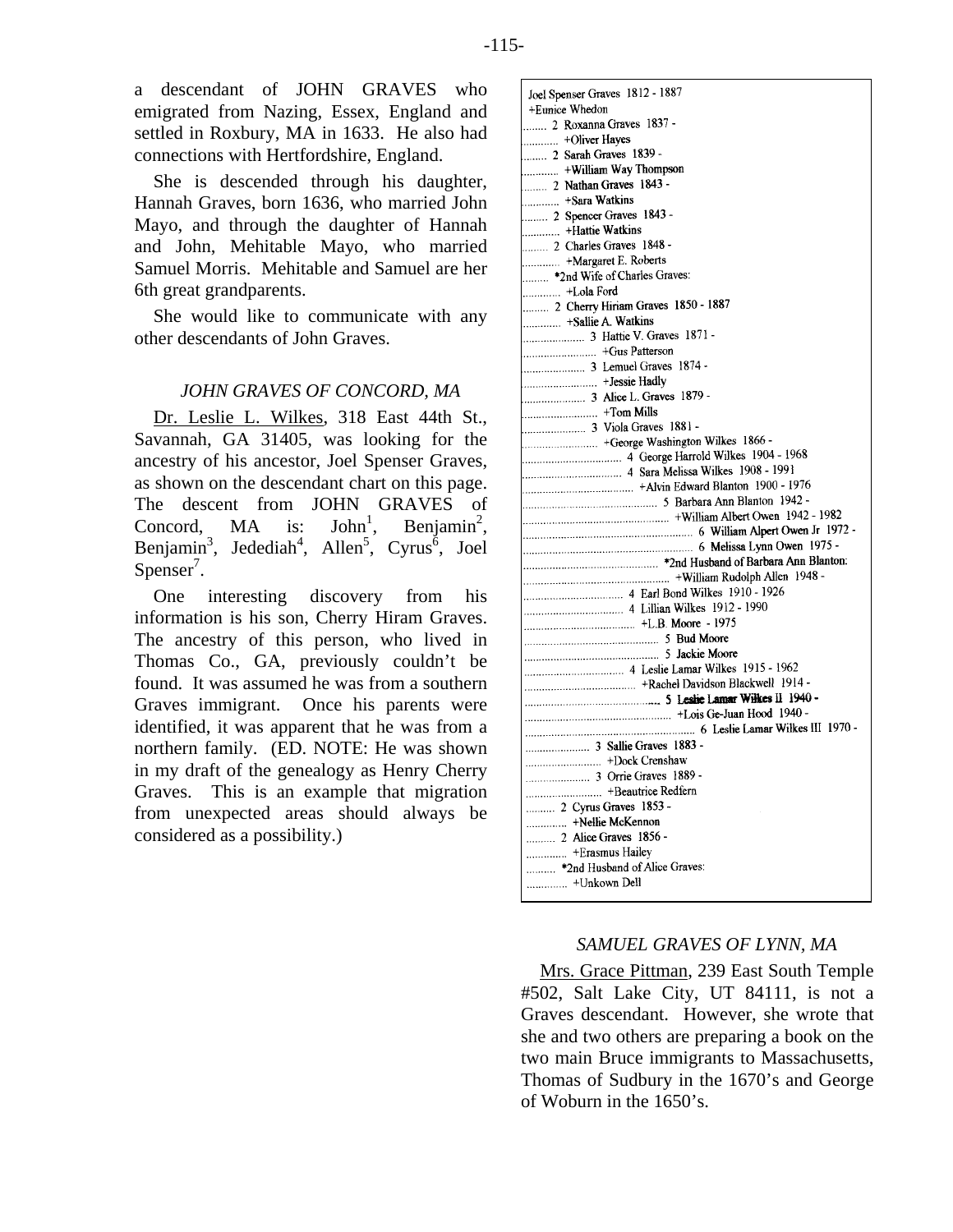a descendant of JOHN GRAVES who emigrated from Nazing, Essex, England and settled in Roxbury, MA in 1633. He also had connections with Hertfordshire, England.

She is descended through his daughter, Hannah Graves, born 1636, who married John Mayo, and through the daughter of Hannah and John, Mehitable Mayo, who married Samuel Morris. Mehitable and Samuel are her 6th great grandparents.

She would like to communicate with any other descendants of John Graves.

### *JOHN GRAVES OF CONCORD, MA*

Dr. Leslie L. Wilkes, 318 East 44th St., Savannah, GA 31405, was looking for the ancestry of his ancestor, Joel Spenser Graves, as shown on the descendant chart on this page. The descent from JOHN GRAVES of Concord, MA is: John[1], Benjamin[2], Benjamin[3], Jedediah[4], Allen[5], Cyrus[6], Joel Spenser[7].

One interesting discovery from his information is his son, Cherry Hiram Graves. The ancestry of this person, who lived in Thomas Co., GA, previously couldn't be found. It was assumed he was from a southern Graves immigrant. Once his parents were identified, it was apparent that he was from a northern family. (ED. NOTE: He was shown in my draft of the genealogy as Henry Cherry Graves. This is an example that migration from unexpected areas should always be considered as a possibility.)

```
Joel Spenser Graves 1812 - 1887
+Eunice Whedon
........ 2 Roxanna Graves 1837 -
............ +Oliver Hayes
........ 2 Sarah Graves 1839 -
............ +William Way Thompson
........ 2 Nathan Graves 1843 -
............ +Sara Watkins
........ 2 Spencer Graves 1843 -
............ +Hattie Watkins
........ 2 Charles Graves 1848 -
............ +Margaret E. Roberts
........ *2nd Wife of Charles Graves:
............ +Lola Ford
........ 2 Cherry Hiriam Graves 1850 - 1887
............ +Sallie A. Watkins
..................... 3 Hattie V. Graves 1871 -
......................... +Gus Patterson
..................... 3 Lemuel Graves 1874 -
......................... +Jessie Hadly
..................... 3 Alice L. Graves 1879 -
......................... +Tom Mills
..................... 3 Viola Graves 1881 -
......................... +George Washington Wilkes 1866 -
................................. 4 George Harrold Wilkes 1904 - 1968
................................. 4 Sara Melissa Wilkes 1908 - 1991
..................................... +Alvin Edward Blanton 1900 - 1976
............................................. 5 Barbara Ann Blanton 1942 -
................................................. +William Albert Owen 1942 - 1982
......................................................... 6 William Alpert Owen Jr 1972 -
......................................................... 6 Melissa Lynn Owen 1975 -
............................................. *2nd Husband of Barbara Ann Blanton:
................................................. +William Rudolph Allen 1948 -
................................. 4 Earl Bond Wilkes 1910 - 1926
................................. 4 Lillian Wilkes 1912 - 1990
..................................... +L.B. Moore - 1975
............................................. 5 Bud Moore
............................................. 5 Jackie Moore
................................. 4 Leslie Lamar Wilkes 1915 - 1962
..................................... +Rachel Davidson Blackwell 1914 -
............................................. 5 Leslie Lamar Wilkes II 1940 -
................................................. +Lois Ge-Juan Hood 1940 -
......................................................... 6 Leslie Lamar Wilkes III 1970 -
..................... 3 Sallie Graves 1883 -
......................... +Dock Crenshaw
..................... 3 Orrie Graves 1889 -
......................... +Beautrice Redfern
.......... 2 Cyrus Graves 1853 -
............. +Nellie McKennon
.......... 2 Alice Graves 1856 -
............. +Erasmus Hailey
.......... *2nd Husband of Alice Graves:
............. +Unkown Dell
```

### *SAMUEL GRAVES OF LYNN, MA*

Mrs. Grace Pittman, 239 East South Temple #502, Salt Lake City, UT 84111, is not a Graves descendant. However, she wrote that she and two others are preparing a book on the two main Bruce immigrants to Massachusetts, Thomas of Sudbury in the 1670's and George of Woburn in the 1650's.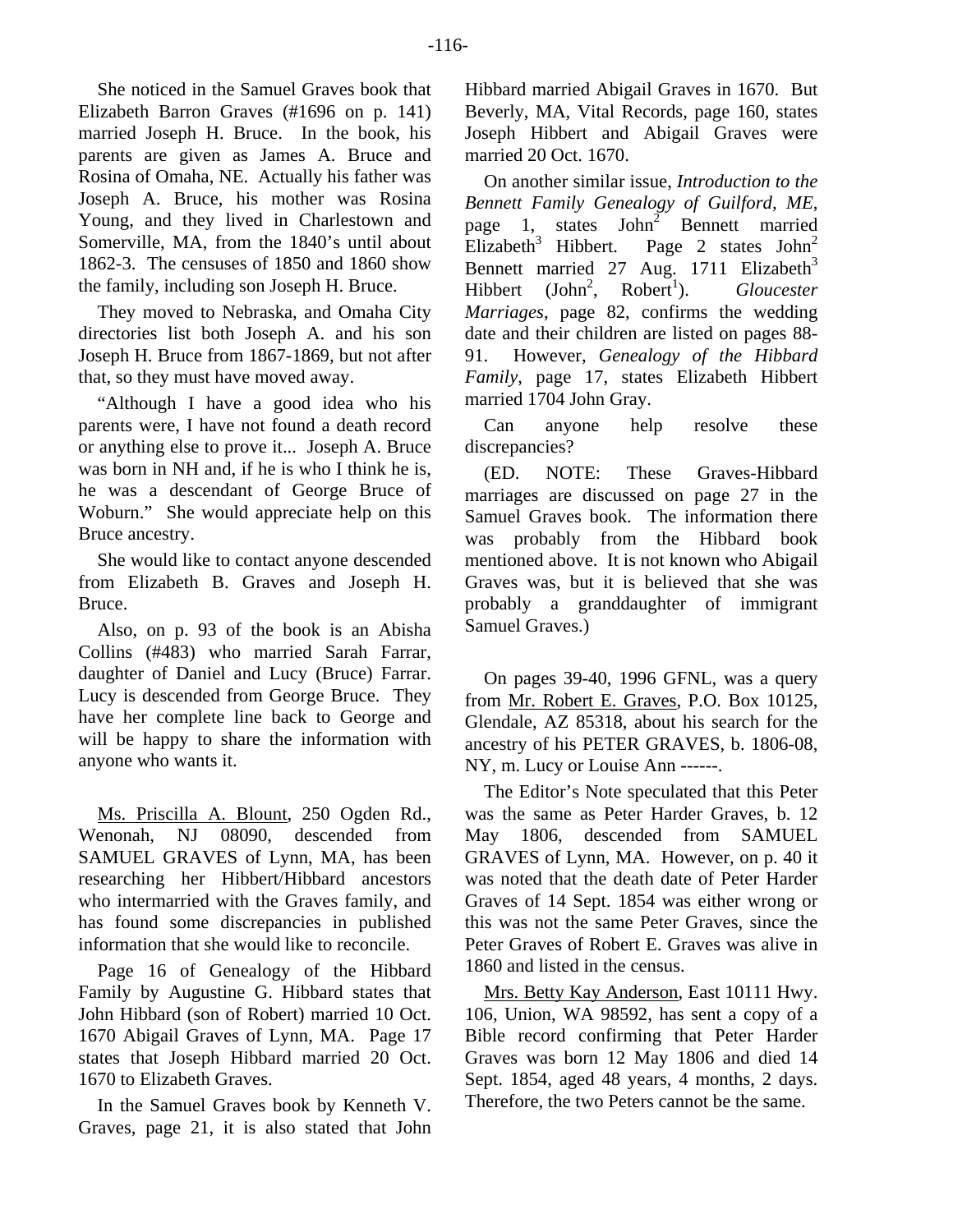She noticed in the Samuel Graves book that Elizabeth Barron Graves (#1696 on p. 141) married Joseph H. Bruce. In the book, his parents are given as James A. Bruce and Rosina of Omaha, NE. Actually his father was Joseph A. Bruce, his mother was Rosina Young, and they lived in Charlestown and Somerville, MA, from the 1840's until about 1862-3. The censuses of 1850 and 1860 show the family, including son Joseph H. Bruce.

They moved to Nebraska, and Omaha City directories list both Joseph A. and his son Joseph H. Bruce from 1867-1869, but not after that, so they must have moved away.

"Although I have a good idea who his parents were, I have not found a death record or anything else to prove it... Joseph A. Bruce was born in NH and, if he is who I think he is, he was a descendant of George Bruce of Woburn." She would appreciate help on this Bruce ancestry.

She would like to contact anyone descended from Elizabeth B. Graves and Joseph H. Bruce.

Also, on p. 93 of the book is an Abisha Collins (#483) who married Sarah Farrar, daughter of Daniel and Lucy (Bruce) Farrar. Lucy is descended from George Bruce. They have her complete line back to George and will be happy to share the information with anyone who wants it.

<u>Ms. Priscilla A. Blount</u>, 250 Ogden Rd., Wenonah, NJ 08090, descended from SAMUEL GRAVES of Lynn, MA, has been researching her Hibbert/Hibbard ancestors who intermarried with the Graves family, and has found some discrepancies in published information that she would like to reconcile.

Page 16 of Genealogy of the Hibbard Family by Augustine G. Hibbard states that John Hibbard (son of Robert) married 10 Oct. 1670 Abigail Graves of Lynn, MA. Page 17 states that Joseph Hibbard married 20 Oct. 1670 to Elizabeth Graves.

In the Samuel Graves book by Kenneth V. Graves, page 21, it is also stated that John Hibbard married Abigail Graves in 1670. But Beverly, MA, Vital Records, page 160, states Joseph Hibbert and Abigail Graves were married 20 Oct. 1670.

On another similar issue, *Introduction to the Bennett Family Genealogy of Guilford, ME*, page 1, states John[2] Bennett married Elizabeth[3] Hibbert. Page 2 states John[2] Bennett married 27 Aug. 1711 Elizabeth[3] Hibbert (John[2], Robert[1]). *Gloucester Marriages*, page 82, confirms the wedding date and their children are listed on pages 88-91. However, *Genealogy of the Hibbard Family*, page 17, states Elizabeth Hibbert married 1704 John Gray.

Can anyone help resolve these discrepancies?

(ED. NOTE: These Graves-Hibbard marriages are discussed on page 27 in the Samuel Graves book. The information there was probably from the Hibbard book mentioned above. It is not known who Abigail Graves was, but it is believed that she was probably a granddaughter of immigrant Samuel Graves.)

On pages 39-40, 1996 GFNL, was a query from <u>Mr. Robert E. Graves</u>, P.O. Box 10125, Glendale, AZ 85318, about his search for the ancestry of his PETER GRAVES, b. 1806-08, NY, m. Lucy or Louise Ann ------.

The Editor's Note speculated that this Peter was the same as Peter Harder Graves, b. 12 May 1806, descended from SAMUEL GRAVES of Lynn, MA. However, on p. 40 it was noted that the death date of Peter Harder Graves of 14 Sept. 1854 was either wrong or this was not the same Peter Graves, since the Peter Graves of Robert E. Graves was alive in 1860 and listed in the census.

<u>Mrs. Betty Kay Anderson</u>, East 10111 Hwy. 106, Union, WA 98592, has sent a copy of a Bible record confirming that Peter Harder Graves was born 12 May 1806 and died 14 Sept. 1854, aged 48 years, 4 months, 2 days. Therefore, the two Peters cannot be the same.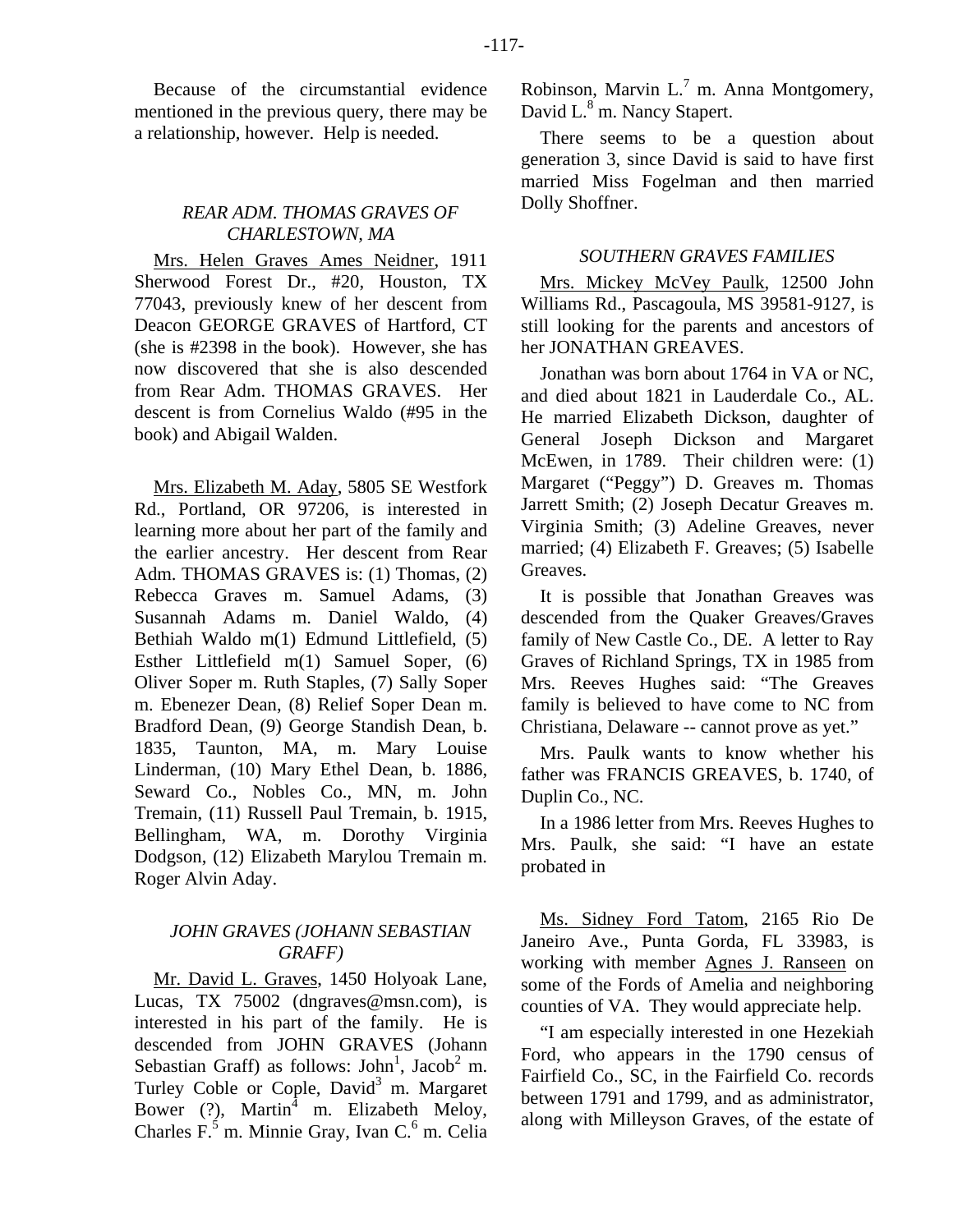Because of the circumstantial evidence mentioned in the previous query, there may be a relationship, however. Help is needed.

### *REAR ADM. THOMAS GRAVES OF CHARLESTOWN, MA*

Mrs. Helen Graves Ames Neidner, 1911 Sherwood Forest Dr., #20, Houston, TX 77043, previously knew of her descent from Deacon GEORGE GRAVES of Hartford, CT (she is #2398 in the book). However, she has now discovered that she is also descended from Rear Adm. THOMAS GRAVES. Her descent is from Cornelius Waldo (#95 in the book) and Abigail Walden.

Mrs. Elizabeth M. Aday, 5805 SE Westfork Rd., Portland, OR 97206, is interested in learning more about her part of the family and the earlier ancestry. Her descent from Rear Adm. THOMAS GRAVES is: (1) Thomas, (2) Rebecca Graves m. Samuel Adams, (3) Susannah Adams m. Daniel Waldo, (4) Bethiah Waldo m(1) Edmund Littlefield, (5) Esther Littlefield m(1) Samuel Soper, (6) Oliver Soper m. Ruth Staples, (7) Sally Soper m. Ebenezer Dean, (8) Relief Soper Dean m. Bradford Dean, (9) George Standish Dean, b. 1835, Taunton, MA, m. Mary Louise Linderman, (10) Mary Ethel Dean, b. 1886, Seward Co., Nobles Co., MN, m. John Tremain, (11) Russell Paul Tremain, b. 1915, Bellingham, WA, m. Dorothy Virginia Dodgson, (12) Elizabeth Marylou Tremain m. Roger Alvin Aday.

### *JOHN GRAVES (JOHANN SEBASTIAN GRAFF)*

Mr. David L. Graves, 1450 Holyoak Lane, Lucas, TX 75002 (dngraves@msn.com), is interested in his part of the family. He is descended from JOHN GRAVES (Johann Sebastian Graff) as follows: John[1], Jacob[2] m. Turley Coble or Cople, David[3] m. Margaret Bower (?), Martin[4] m. Elizabeth Meloy, Charles F.[5] m. Minnie Gray, Ivan C.[6] m. Celia Robinson, Marvin L.[7] m. Anna Montgomery, David L.[8] m. Nancy Stapert.

There seems to be a question about generation 3, since David is said to have first married Miss Fogelman and then married Dolly Shoffner.

### *SOUTHERN GRAVES FAMILIES*

Mrs. Mickey McVey Paulk, 12500 John Williams Rd., Pascagoula, MS 39581-9127, is still looking for the parents and ancestors of her JONATHAN GREAVES.

Jonathan was born about 1764 in VA or NC, and died about 1821 in Lauderdale Co., AL. He married Elizabeth Dickson, daughter of General Joseph Dickson and Margaret McEwen, in 1789. Their children were: (1) Margaret ("Peggy") D. Greaves m. Thomas Jarrett Smith; (2) Joseph Decatur Greaves m. Virginia Smith; (3) Adeline Greaves, never married; (4) Elizabeth F. Greaves; (5) Isabelle Greaves.

It is possible that Jonathan Greaves was descended from the Quaker Greaves/Graves family of New Castle Co., DE. A letter to Ray Graves of Richland Springs, TX in 1985 from Mrs. Reeves Hughes said: "The Greaves family is believed to have come to NC from Christiana, Delaware -- cannot prove as yet."

Mrs. Paulk wants to know whether his father was FRANCIS GREAVES, b. 1740, of Duplin Co., NC.

In a 1986 letter from Mrs. Reeves Hughes to Mrs. Paulk, she said: "I have an estate probated in

Ms. Sidney Ford Tatom, 2165 Rio De Janeiro Ave., Punta Gorda, FL 33983, is working with member Agnes J. Ranseen on some of the Fords of Amelia and neighboring counties of VA. They would appreciate help.

"I am especially interested in one Hezekiah Ford, who appears in the 1790 census of Fairfield Co., SC, in the Fairfield Co. records between 1791 and 1799, and as administrator, along with Milleyson Graves, of the estate of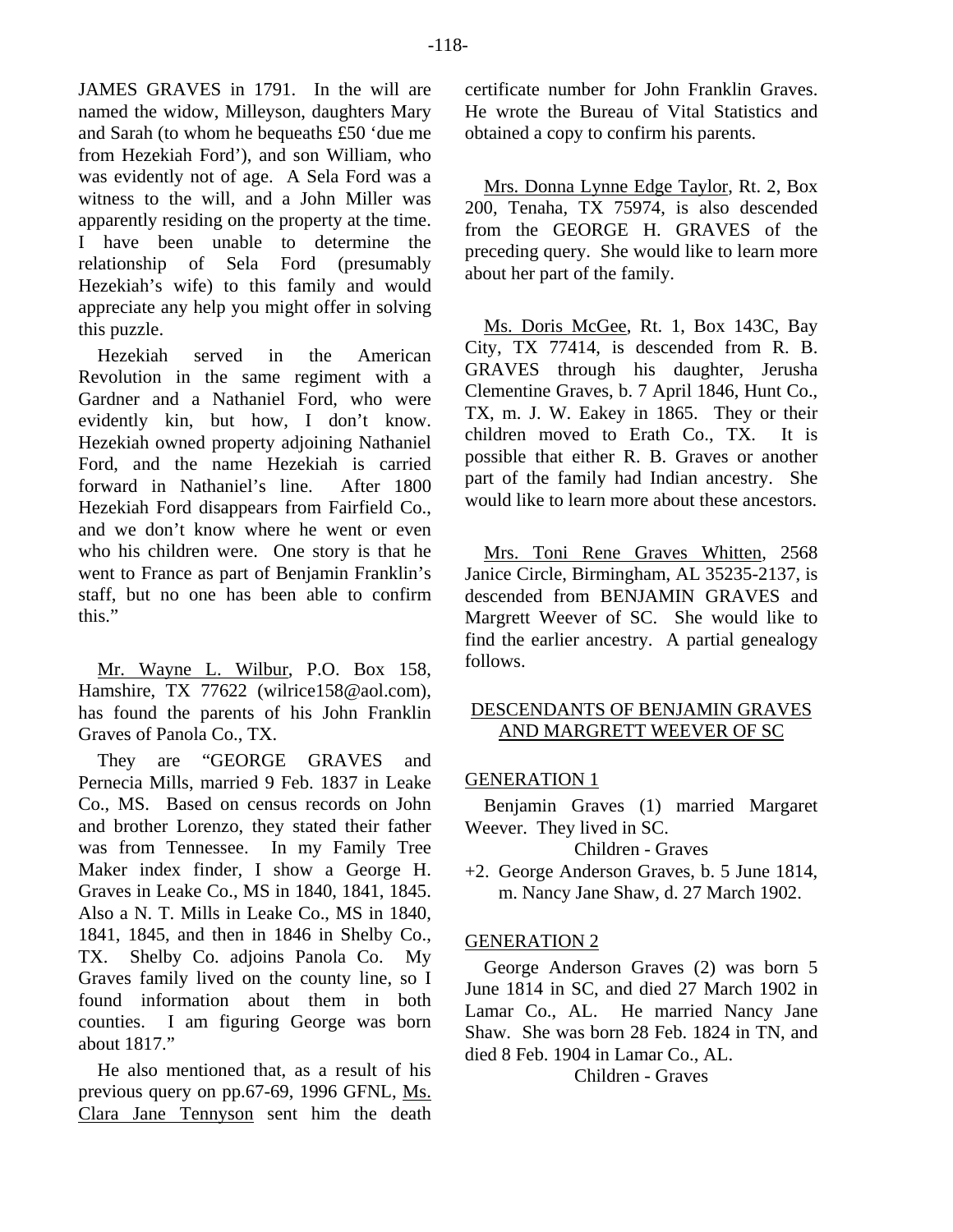JAMES GRAVES in 1791. In the will are named the widow, Milleyson, daughters Mary and Sarah (to whom he bequeaths £50 'due me from Hezekiah Ford'), and son William, who was evidently not of age. A Sela Ford was a witness to the will, and a John Miller was apparently residing on the property at the time. I have been unable to determine the relationship of Sela Ford (presumably Hezekiah's wife) to this family and would appreciate any help you might offer in solving this puzzle.

Hezekiah served in the American Revolution in the same regiment with a Gardner and a Nathaniel Ford, who were evidently kin, but how, I don't know. Hezekiah owned property adjoining Nathaniel Ford, and the name Hezekiah is carried forward in Nathaniel's line. After 1800 Hezekiah Ford disappears from Fairfield Co., and we don't know where he went or even who his children were. One story is that he went to France as part of Benjamin Franklin's staff, but no one has been able to confirm this."

Mr. Wayne L. Wilbur, P.O. Box 158, Hamshire, TX 77622 (wilrice158@aol.com), has found the parents of his John Franklin Graves of Panola Co., TX.

They are "GEORGE GRAVES and Pernecia Mills, married 9 Feb. 1837 in Leake Co., MS. Based on census records on John and brother Lorenzo, they stated that their father was from Tennessee. In my Family Tree Maker index finder, I show a George H. Graves in Leake Co., MS in 1840, 1841, 1845. Also a N. T. Mills in Leake Co., MS in 1840, 1841, 1845, and then in 1846 in Shelby Co., TX. Shelby Co. adjoins Panola Co. My Graves family lived on the county line, so I found information about them in both counties. I am figuring George was born about 1817."

He also mentioned that, as a result of his previous query on pp.67-69, 1996 GFNL, Ms. Clara Jane Tennyson sent him the death certificate number for John Franklin Graves. He wrote the Bureau of Vital Statistics and obtained a copy to confirm his parents.

Mrs. Donna Lynne Edge Taylor, Rt. 2, Box 200, Tenaha, TX 75974, is also descended from the GEORGE H. GRAVES of the preceding query. She would like to learn more about her part of the family.

Ms. Doris McGee, Rt. 1, Box 143C, Bay City, TX 77414, is descended from R. B. GRAVES through his daughter, Jerusha Clementine Graves, b. 7 April 1846, Hunt Co., TX, m. J. W. Eakey in 1865. They or their children moved to Erath Co., TX. It is possible that either R. B. Graves or another part of the family had Indian ancestry. She would like to learn more about these ancestors.

Mrs. Toni Rene Graves Whitten, 2568 Janice Circle, Birmingham, AL 35235-2137, is descended from BENJAMIN GRAVES and Margrett Weever of SC. She would like to find the earlier ancestry. A partial genealogy follows.

## DESCENDANTS OF BENJAMIN GRAVES AND MARGRETT WEEVER OF SC

### GENERATION 1

Benjamin Graves (1) married Margaret Weever. They lived in SC.

Children - Graves

+2. George Anderson Graves, b. 5 June 1814, m. Nancy Jane Shaw, d. 27 March 1902.

### GENERATION 2

George Anderson Graves (2) was born 5 June 1814 in SC, and died 27 March 1902 in Lamar Co., AL. He married Nancy Jane Shaw. She was born 28 Feb. 1824 in TN, and died 8 Feb. 1904 in Lamar Co., AL.

Children - Graves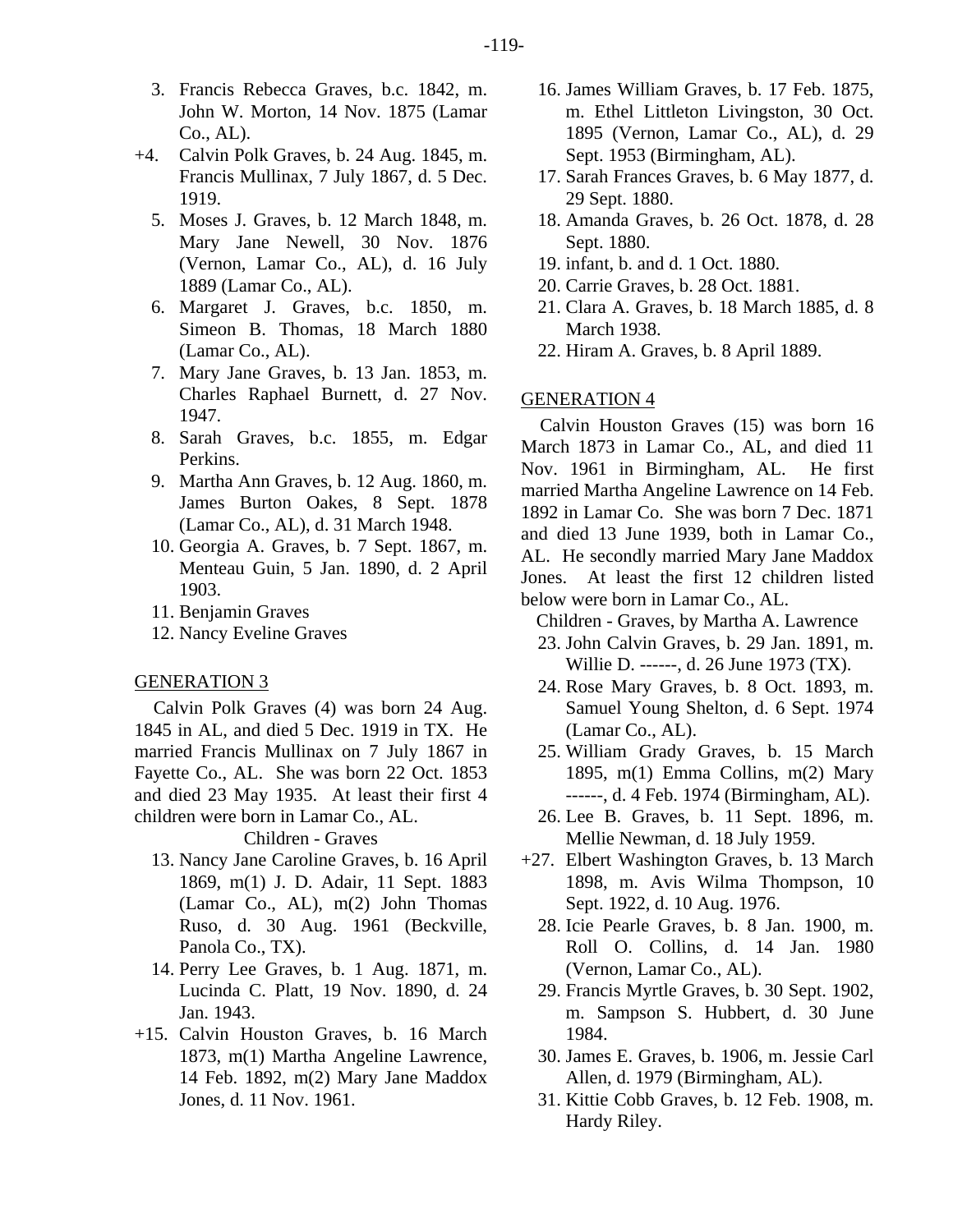3. Francis Rebecca Graves, b.c. 1842, m. John W. Morton, 14 Nov. 1875 (Lamar Co., AL).

+4. Calvin Polk Graves, b. 24 Aug. 1845, m. Francis Mullinax, 7 July 1867, d. 5 Dec. 1919.

5. Moses J. Graves, b. 12 March 1848, m. Mary Jane Newell, 30 Nov. 1876 (Vernon, Lamar Co., AL), d. 16 July 1889 (Lamar Co., AL).

6. Margaret J. Graves, b.c. 1850, m. Simeon B. Thomas, 18 March 1880 (Lamar Co., AL).

7. Mary Jane Graves, b. 13 Jan. 1853, m. Charles Raphael Burnett, d. 27 Nov. 1947.

8. Sarah Graves, b.c. 1855, m. Edgar Perkins.

9. Martha Ann Graves, b. 12 Aug. 1860, m. James Burton Oakes, 8 Sept. 1878 (Lamar Co., AL), d. 31 March 1948.

10. Georgia A. Graves, b. 7 Sept. 1867, m. Menteau Guin, 5 Jan. 1890, d. 2 April 1903.

11. Benjamin Graves

12. Nancy Eveline Graves

## GENERATION 3

Calvin Polk Graves (4) was born 24 Aug. 1845 in AL, and died 5 Dec. 1919 in TX. He married Francis Mullinax on 7 July 1867 in Fayette Co., AL. She was born 22 Oct. 1853 and died 23 May 1935. At least their first 4 children were born in Lamar Co., AL.

Children - Graves

13. Nancy Jane Caroline Graves, b. 16 April 1869, m(1) J. D. Adair, 11 Sept. 1883 (Lamar Co., AL), m(2) John Thomas Ruso, d. 30 Aug. 1961 (Beckville, Panola Co., TX).

14. Perry Lee Graves, b. 1 Aug. 1871, m. Lucinda C. Platt, 19 Nov. 1890, d. 24 Jan. 1943.

+15. Calvin Houston Graves, b. 16 March 1873, m(1) Martha Angeline Lawrence, 14 Feb. 1892, m(2) Mary Jane Maddox Jones, d. 11 Nov. 1961.

16. James William Graves, b. 17 Feb. 1875, m. Ethel Littleton Livingston, 30 Oct. 1895 (Vernon, Lamar Co., AL), d. 29 Sept. 1953 (Birmingham, AL).

17. Sarah Frances Graves, b. 6 May 1877, d. 29 Sept. 1880.

18. Amanda Graves, b. 26 Oct. 1878, d. 28 Sept. 1880.

19. infant, b. and d. 1 Oct. 1880.

20. Carrie Graves, b. 28 Oct. 1881.

21. Clara A. Graves, b. 18 March 1885, d. 8 March 1938.

22. Hiram A. Graves, b. 8 April 1889.

## GENERATION 4

Calvin Houston Graves (15) was born 16 March 1873 in Lamar Co., AL, and died 11 Nov. 1961 in Birmingham, AL. He first married Martha Angeline Lawrence on 14 Feb. 1892 in Lamar Co. She was born 7 Dec. 1871 and died 13 June 1939, both in Lamar Co., AL. He secondly married Mary Jane Maddox Jones. At least the first 12 children listed below were born in Lamar Co., AL.

Children - Graves, by Martha A. Lawrence

23. John Calvin Graves, b. 29 Jan. 1891, m. Willie D. ------, d. 26 June 1973 (TX).

24. Rose Mary Graves, b. 8 Oct. 1893, m. Samuel Young Shelton, d. 6 Sept. 1974 (Lamar Co., AL).

25. William Grady Graves, b. 15 March 1895, m(1) Emma Collins, m(2) Mary ------, d. 4 Feb. 1974 (Birmingham, AL).

26. Lee B. Graves, b. 11 Sept. 1896, m. Mellie Newman, d. 18 July 1959.

+27. Elbert Washington Graves, b. 13 March 1898, m. Avis Wilma Thompson, 10 Sept. 1922, d. 10 Aug. 1976.

28. Icie Pearle Graves, b. 8 Jan. 1900, m. Roll O. Collins, d. 14 Jan. 1980 (Vernon, Lamar Co., AL).

29. Francis Myrtle Graves, b. 30 Sept. 1902, m. Sampson S. Hubbert, d. 30 June 1984.

30. James E. Graves, b. 1906, m. Jessie Carl Allen, d. 1979 (Birmingham, AL).

31. Kittie Cobb Graves, b. 12 Feb. 1908, m. Hardy Riley.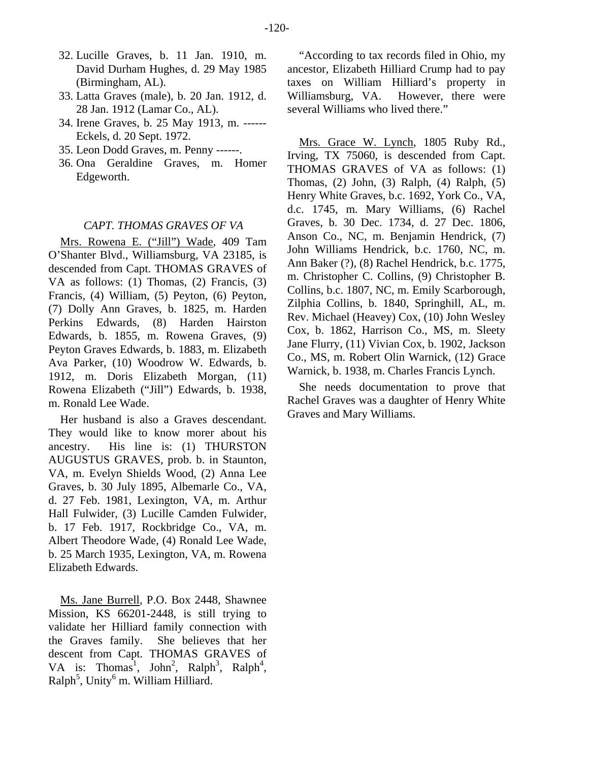32. Lucille Graves, b. 11 Jan. 1910, m. David Durham Hughes, d. 29 May 1985 (Birmingham, AL).
33. Latta Graves (male), b. 20 Jan. 1912, d. 28 Jan. 1912 (Lamar Co., AL).
34. Irene Graves, b. 25 May 1913, m. ------ Eckels, d. 20 Sept. 1972.
35. Leon Dodd Graves, m. Penny ------.
36. Ona Geraldine Graves, m. Homer Edgeworth.

### *CAPT. THOMAS GRAVES OF VA*

Mrs. Rowena E. ("Jill") Wade, 409 Tam O'Shanter Blvd., Williamsburg, VA 23185, is descended from Capt. THOMAS GRAVES of VA as follows: (1) Thomas, (2) Francis, (3) Francis, (4) William, (5) Peyton, (6) Peyton, (7) Dolly Ann Graves, b. 1825, m. Harden Perkins Edwards, (8) Harden Hairston Edwards, b. 1855, m. Rowena Graves, (9) Peyton Graves Edwards, b. 1883, m. Elizabeth Ava Parker, (10) Woodrow W. Edwards, b. 1912, m. Doris Elizabeth Morgan, (11) Rowena Elizabeth ("Jill") Edwards, b. 1938, m. Ronald Lee Wade.

Her husband is also a Graves descendant. They would like to know morer about his ancestry. His line is: (1) THURSTON AUGUSTUS GRAVES, prob. b. in Staunton, VA, m. Evelyn Shields Wood, (2) Anna Lee Graves, b. 30 July 1895, Albemarle Co., VA, d. 27 Feb. 1981, Lexington, VA, m. Arthur Hall Fulwider, (3) Lucille Camden Fulwider, b. 17 Feb. 1917, Rockbridge Co., VA, m. Albert Theodore Wade, (4) Ronald Lee Wade, b. 25 March 1935, Lexington, VA, m. Rowena Elizabeth Edwards.

Ms. Jane Burrell, P.O. Box 2448, Shawnee Mission, KS 66201-2448, is still trying to validate her Hilliard family connection with the Graves family. She believes that her descent from Capt. THOMAS GRAVES of VA is: Thomas[1], John[2], Ralph[3], Ralph[4], Ralph[5], Unity[6] m. William Hilliard.

"According to tax records filed in Ohio, my ancestor, Elizabeth Hilliard Crump had to pay taxes on William Hilliard's property in Williamsburg, VA. However, there were several Williams who lived there."

Mrs. Grace W. Lynch, 1805 Ruby Rd., Irving, TX 75060, is descended from Capt. THOMAS GRAVES of VA as follows: (1) Thomas, (2) John, (3) Ralph, (4) Ralph, (5) Henry White Graves, b.c. 1692, York Co., VA, d.c. 1745, m. Mary Williams, (6) Rachel Graves, b. 30 Dec. 1734, d. 27 Dec. 1806, Anson Co., NC, m. Benjamin Hendrick, (7) John Williams Hendrick, b.c. 1760, NC, m. Ann Baker (?), (8) Rachel Hendrick, b.c. 1775, m. Christopher C. Collins, (9) Christopher B. Collins, b.c. 1807, NC, m. Emily Scarborough, Zilphia Collins, b. 1840, Springhill, AL, m. Rev. Michael (Heavey) Cox, (10) John Wesley Cox, b. 1862, Harrison Co., MS, m. Sleety Jane Flurry, (11) Vivian Cox, b. 1902, Jackson Co., MS, m. Robert Olin Warnick, (12) Grace Warnick, b. 1938, m. Charles Francis Lynch.

She needs documentation to prove that Rachel Graves was a daughter of Henry White Graves and Mary Williams.